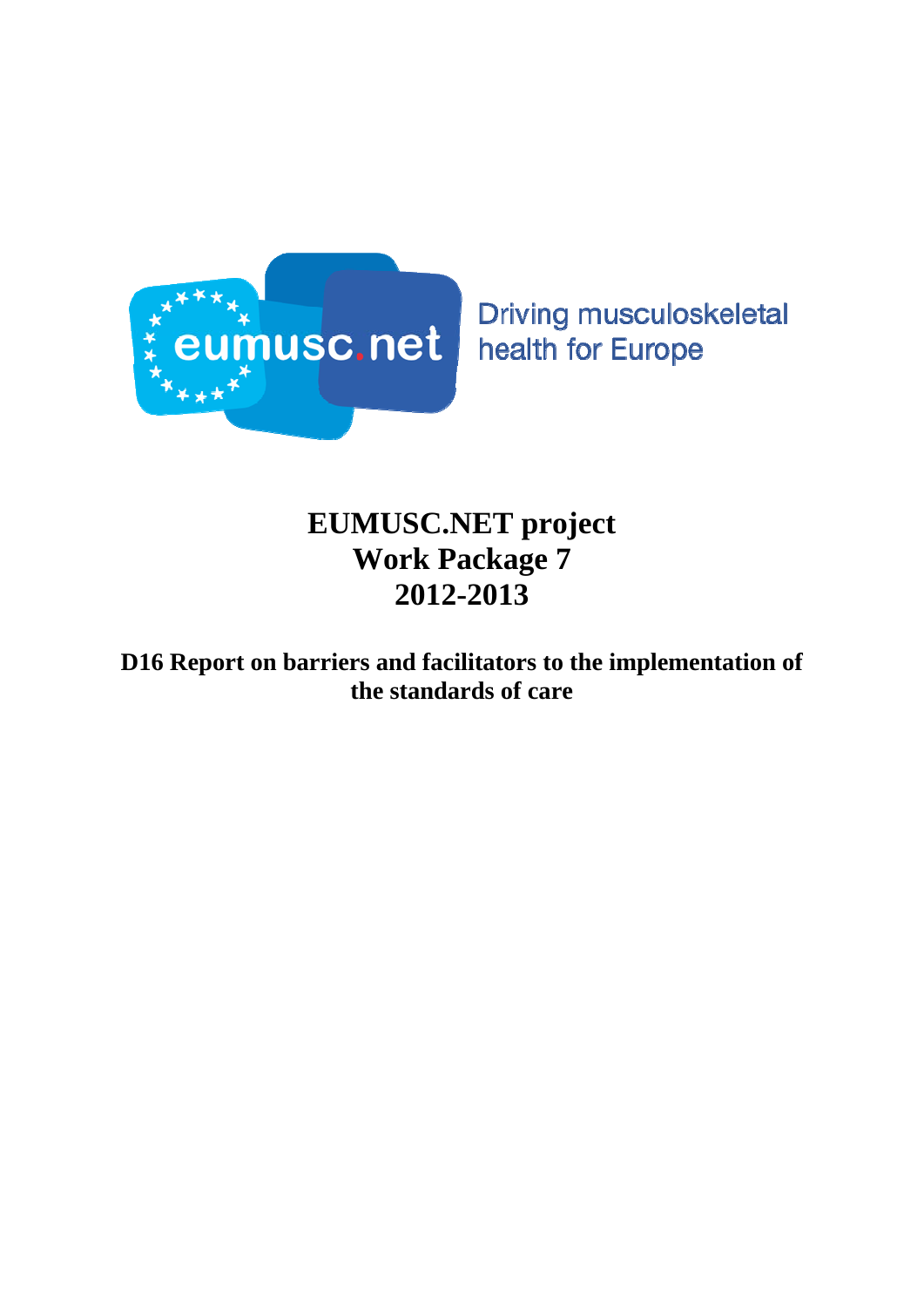eumusc.net

Driving musculoskeletal health for Europe

# EUMUSC.NET project
# Work Package 7
# 2012-2013

## D16 Report on barriers and facilitators to the implementation of the standards of care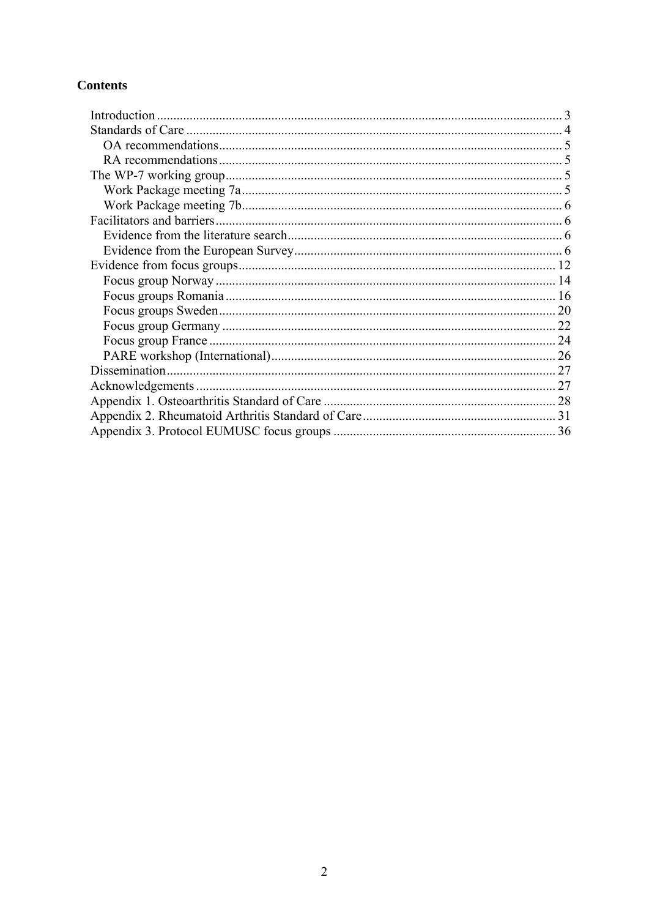**Contents**

- Introduction ........................................................................................................... 3
- Standards of Care .................................................................................................. 4
  - OA recommendations ........................................................................................ 5
  - RA recommendations ........................................................................................ 5
- The WP-7 working group ...................................................................................... 5
  - Work Package meeting 7a ................................................................................. 5
  - Work Package meeting 7b ................................................................................. 6
- Facilitators and barriers ......................................................................................... 6
  - Evidence from the literature search ................................................................... 6
  - Evidence from the European Survey ................................................................. 6
- Evidence from focus groups ................................................................................ 12
  - Focus group Norway ....................................................................................... 14
  - Focus groups Romania .................................................................................... 16
  - Focus groups Sweden ...................................................................................... 20
  - Focus group Germany ..................................................................................... 22
  - Focus group France ......................................................................................... 24
  - PARE workshop (International) ...................................................................... 26
- Dissemination ...................................................................................................... 27
- Acknowledgements ............................................................................................. 27
- Appendix 1. Osteoarthritis Standard of Care ...................................................... 28
- Appendix 2. Rheumatoid Arthritis Standard of Care ........................................... 31
- Appendix 3. Protocol EUMUSC focus groups .................................................... 36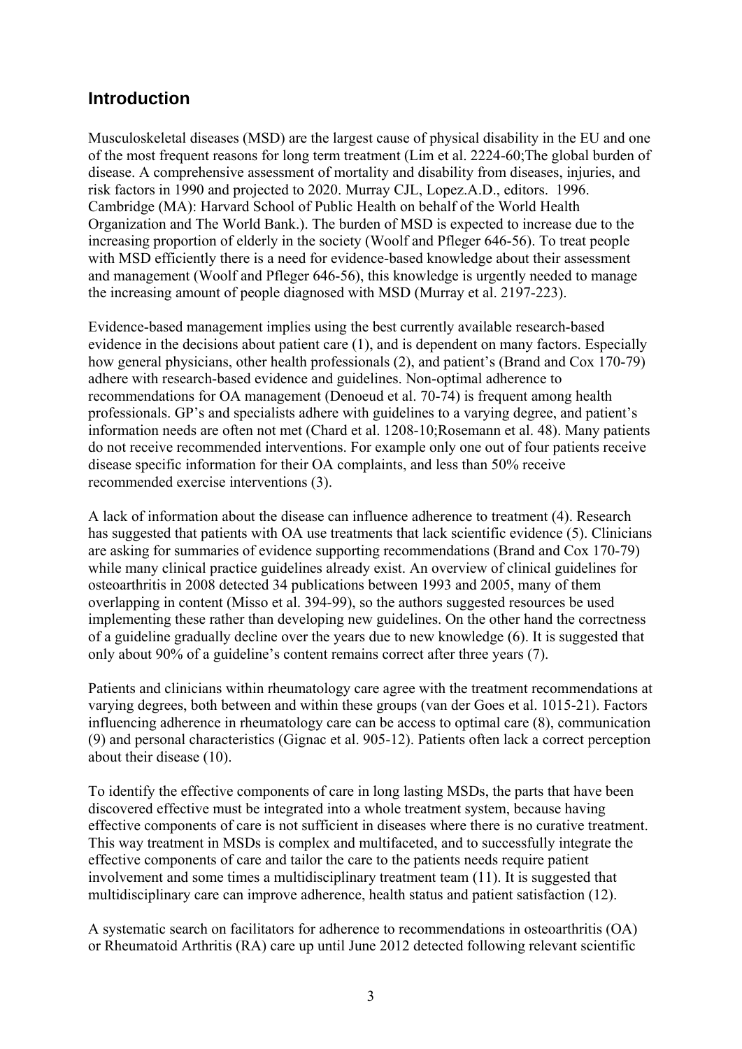## Introduction

Musculoskeletal diseases (MSD) are the largest cause of physical disability in the EU and one of the most frequent reasons for long term treatment (Lim et al. 2224-60;The global burden of disease. A comprehensive assessment of mortality and disability from diseases, injuries, and risk factors in 1990 and projected to 2020. Murray CJL, Lopez.A.D., editors. 1996. Cambridge (MA): Harvard School of Public Health on behalf of the World Health Organization and The World Bank.). The burden of MSD is expected to increase due to the increasing proportion of elderly in the society (Woolf and Pfleger 646-56). To treat people with MSD efficiently there is a need for evidence-based knowledge about their assessment and management (Woolf and Pfleger 646-56), this knowledge is urgently needed to manage the increasing amount of people diagnosed with MSD (Murray et al. 2197-223).

Evidence-based management implies using the best currently available research-based evidence in the decisions about patient care (1), and is dependent on many factors. Especially how general physicians, other health professionals (2), and patient's (Brand and Cox 170-79) adhere with research-based evidence and guidelines. Non-optimal adherence to recommendations for OA management (Denoeud et al. 70-74) is frequent among health professionals. GP's and specialists adhere with guidelines to a varying degree, and patient's information needs are often not met (Chard et al. 1208-10;Rosemann et al. 48). Many patients do not receive recommended interventions. For example only one out of four patients receive disease specific information for their OA complaints, and less than 50% receive recommended exercise interventions (3).

A lack of information about the disease can influence adherence to treatment (4). Research has suggested that patients with OA use treatments that lack scientific evidence (5). Clinicians are asking for summaries of evidence supporting recommendations (Brand and Cox 170-79) while many clinical practice guidelines already exist. An overview of clinical guidelines for osteoarthritis in 2008 detected 34 publications between 1993 and 2005, many of them overlapping in content (Misso et al. 394-99), so the authors suggested resources be used implementing these rather than developing new guidelines. On the other hand the correctness of a guideline gradually decline over the years due to new knowledge (6). It is suggested that only about 90% of a guideline's content remains correct after three years (7).

Patients and clinicians within rheumatology care agree with the treatment recommendations at varying degrees, both between and within these groups (van der Goes et al. 1015-21). Factors influencing adherence in rheumatology care can be access to optimal care (8), communication (9) and personal characteristics (Gignac et al. 905-12). Patients often lack a correct perception about their disease (10).

To identify the effective components of care in long lasting MSDs, the parts that have been discovered effective must be integrated into a whole treatment system, because having effective components of care is not sufficient in diseases where there is no curative treatment. This way treatment in MSDs is complex and multifaceted, and to successfully integrate the effective components of care and tailor the care to the patients needs require patient involvement and some times a multidisciplinary treatment team (11). It is suggested that multidisciplinary care can improve adherence, health status and patient satisfaction (12).

A systematic search on facilitators for adherence to recommendations in osteoarthritis (OA) or Rheumatoid Arthritis (RA) care up until June 2012 detected following relevant scientific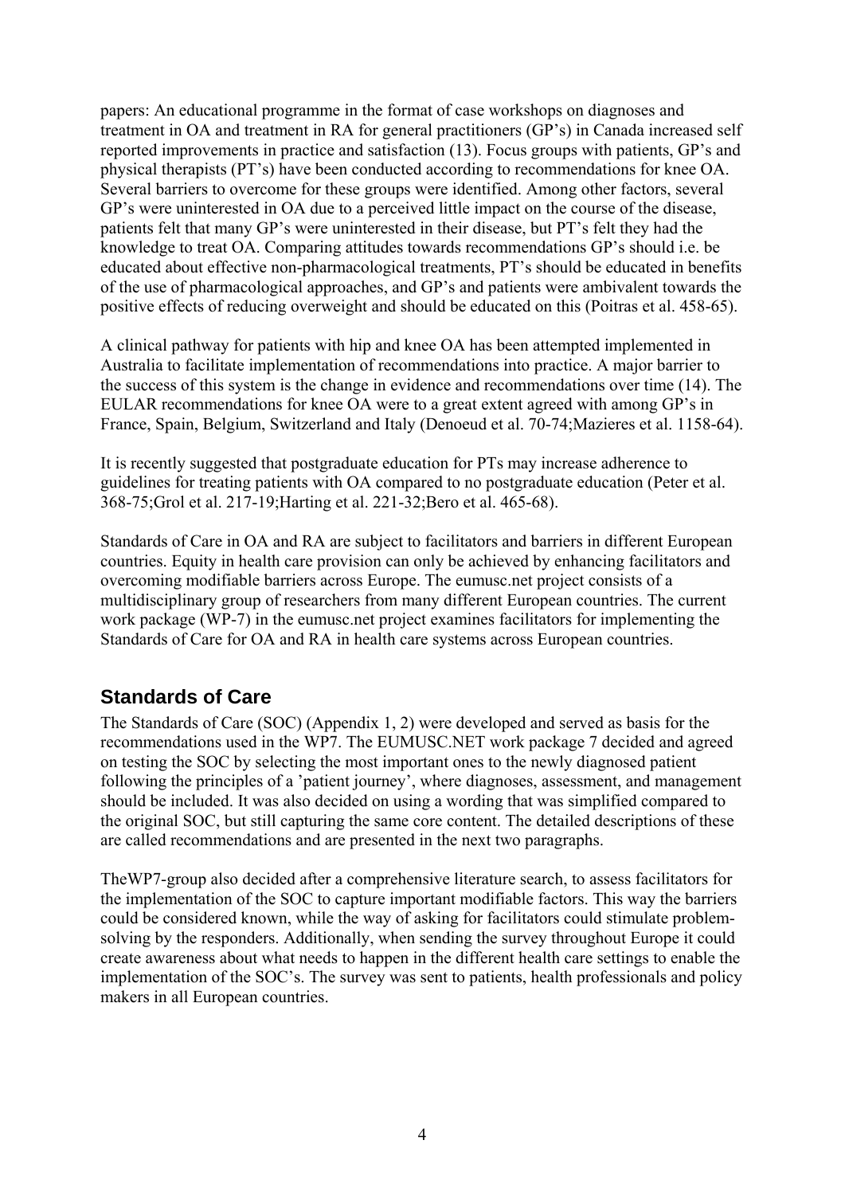papers: An educational programme in the format of case workshops on diagnoses and treatment in OA and treatment in RA for general practitioners (GP's) in Canada increased self reported improvements in practice and satisfaction (13). Focus groups with patients, GP's and physical therapists (PT's) have been conducted according to recommendations for knee OA. Several barriers to overcome for these groups were identified. Among other factors, several GP's were uninterested in OA due to a perceived little impact on the course of the disease, patients felt that many GP's were uninterested in their disease, but PT's felt they had the knowledge to treat OA. Comparing attitudes towards recommendations GP's should i.e. be educated about effective non-pharmacological treatments, PT's should be educated in benefits of the use of pharmacological approaches, and GP's and patients were ambivalent towards the positive effects of reducing overweight and should be educated on this (Poitras et al. 458-65).

A clinical pathway for patients with hip and knee OA has been attempted implemented in Australia to facilitate implementation of recommendations into practice. A major barrier to the success of this system is the change in evidence and recommendations over time (14). The EULAR recommendations for knee OA were to a great extent agreed with among GP's in France, Spain, Belgium, Switzerland and Italy (Denoeud et al. 70-74;Mazieres et al. 1158-64).

It is recently suggested that postgraduate education for PTs may increase adherence to guidelines for treating patients with OA compared to no postgraduate education (Peter et al. 368-75;Grol et al. 217-19;Harting et al. 221-32;Bero et al. 465-68).

Standards of Care in OA and RA are subject to facilitators and barriers in different European countries. Equity in health care provision can only be achieved by enhancing facilitators and overcoming modifiable barriers across Europe. The eumusc.net project consists of a multidisciplinary group of researchers from many different European countries. The current work package (WP-7) in the eumusc.net project examines facilitators for implementing the Standards of Care for OA and RA in health care systems across European countries.

## Standards of Care

The Standards of Care (SOC) (Appendix 1, 2) were developed and served as basis for the recommendations used in the WP7. The EUMUSC.NET work package 7 decided and agreed on testing the SOC by selecting the most important ones to the newly diagnosed patient following the principles of a 'patient journey', where diagnoses, assessment, and management should be included. It was also decided on using a wording that was simplified compared to the original SOC, but still capturing the same core content. The detailed descriptions of these are called recommendations and are presented in the next two paragraphs.

TheWP7-group also decided after a comprehensive literature search, to assess facilitators for the implementation of the SOC to capture important modifiable factors. This way the barriers could be considered known, while the way of asking for facilitators could stimulate problem-solving by the responders. Additionally, when sending the survey throughout Europe it could create awareness about what needs to happen in the different health care settings to enable the implementation of the SOC's. The survey was sent to patients, health professionals and policy makers in all European countries.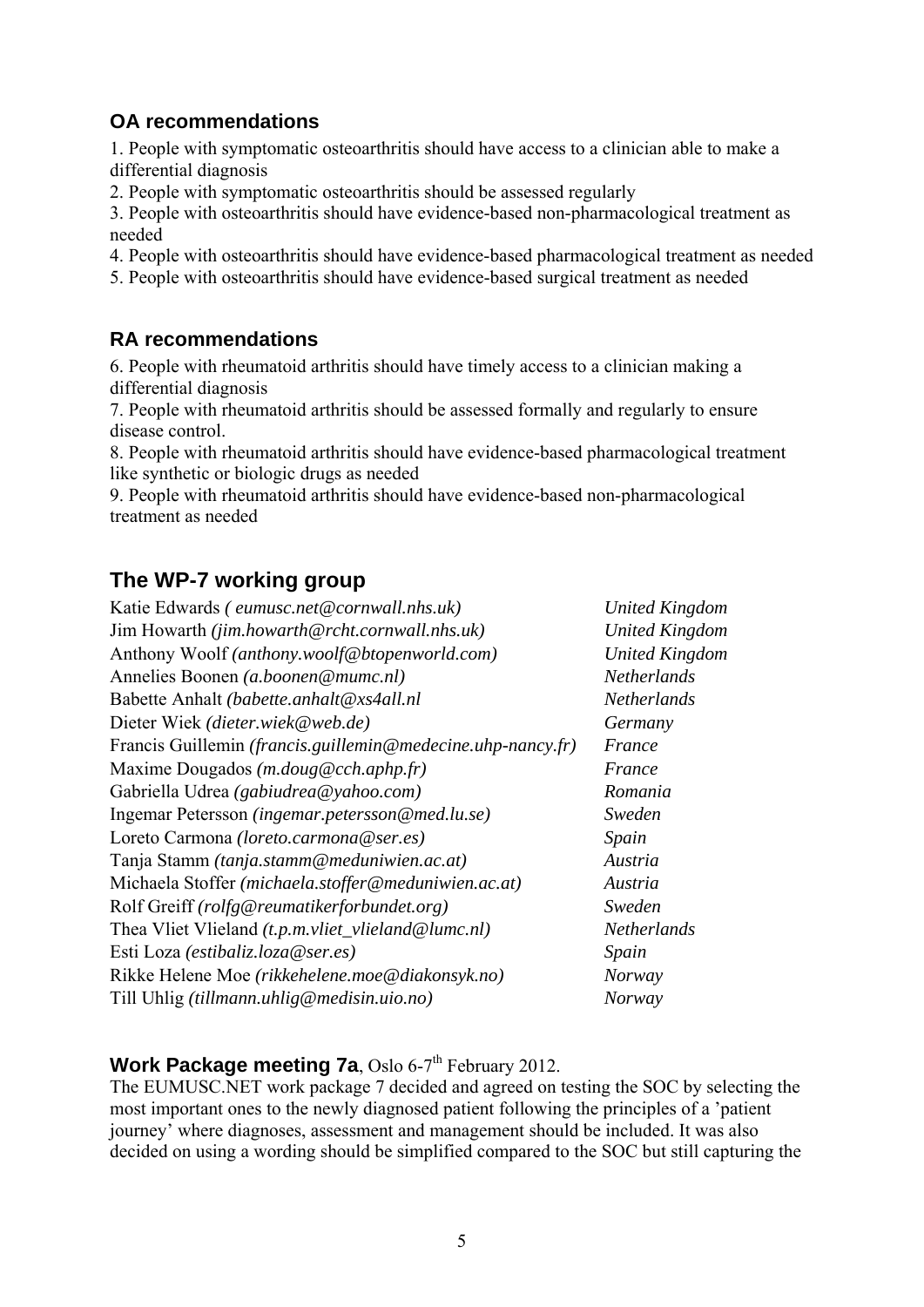## OA recommendations

1. People with symptomatic osteoarthritis should have access to a clinician able to make a differential diagnosis
2. People with symptomatic osteoarthritis should be assessed regularly
3. People with osteoarthritis should have evidence-based non-pharmacological treatment as needed
4. People with osteoarthritis should have evidence-based pharmacological treatment as needed
5. People with osteoarthritis should have evidence-based surgical treatment as needed

## RA recommendations

6. People with rheumatoid arthritis should have timely access to a clinician making a differential diagnosis
7. People with rheumatoid arthritis should be assessed formally and regularly to ensure disease control.
8. People with rheumatoid arthritis should have evidence-based pharmacological treatment like synthetic or biologic drugs as needed
9. People with rheumatoid arthritis should have evidence-based non-pharmacological treatment as needed

## The WP-7 working group

| Name | Country |
|---|---|
| Katie Edwards *( eumusc.net@cornwall.nhs.uk)* | *United Kingdom* |
| Jim Howarth *(jim.howarth@rcht.cornwall.nhs.uk)* | *United Kingdom* |
| Anthony Woolf *(anthony.woolf@btopenworld.com)* | *United Kingdom* |
| Annelies Boonen *(a.boonen@mumc.nl)* | *Netherlands* |
| Babette Anhalt *(babette.anhalt@xs4all.nl* | *Netherlands* |
| Dieter Wiek *(dieter.wiek@web.de)* | *Germany* |
| Francis Guillemin *(francis.guillemin@medecine.uhp-nancy.fr)* | *France* |
| Maxime Dougados *(m.doug@cch.aphp.fr)* | *France* |
| Gabriella Udrea *(gabiudrea@yahoo.com)* | *Romania* |
| Ingemar Petersson *(ingemar.petersson@med.lu.se)* | *Sweden* |
| Loreto Carmona *(loreto.carmona@ser.es)* | *Spain* |
| Tanja Stamm *(tanja.stamm@meduniwien.ac.at)* | *Austria* |
| Michaela Stoffer *(michaela.stoffer@meduniwien.ac.at)* | *Austria* |
| Rolf Greiff *(rolfg@reumatikerforbundet.org)* | *Sweden* |
| Thea Vliet Vlieland *(t.p.m.vliet_vlieland@lumc.nl)* | *Netherlands* |
| Esti Loza *(estibaliz.loza@ser.es)* | *Spain* |
| Rikke Helene Moe *(rikkehelene.moe@diakonsyk.no)* | *Norway* |
| Till Uhlig *(tillmann.uhlig@medisin.uio.no)* | *Norway* |

**Work Package meeting 7a**, Oslo 6-7th February 2012.

The EUMUSC.NET work package 7 decided and agreed on testing the SOC by selecting the most important ones to the newly diagnosed patient following the principles of a 'patient journey' where diagnoses, assessment and management should be included. It was also decided on using a wording should be simplified compared to the SOC but still capturing the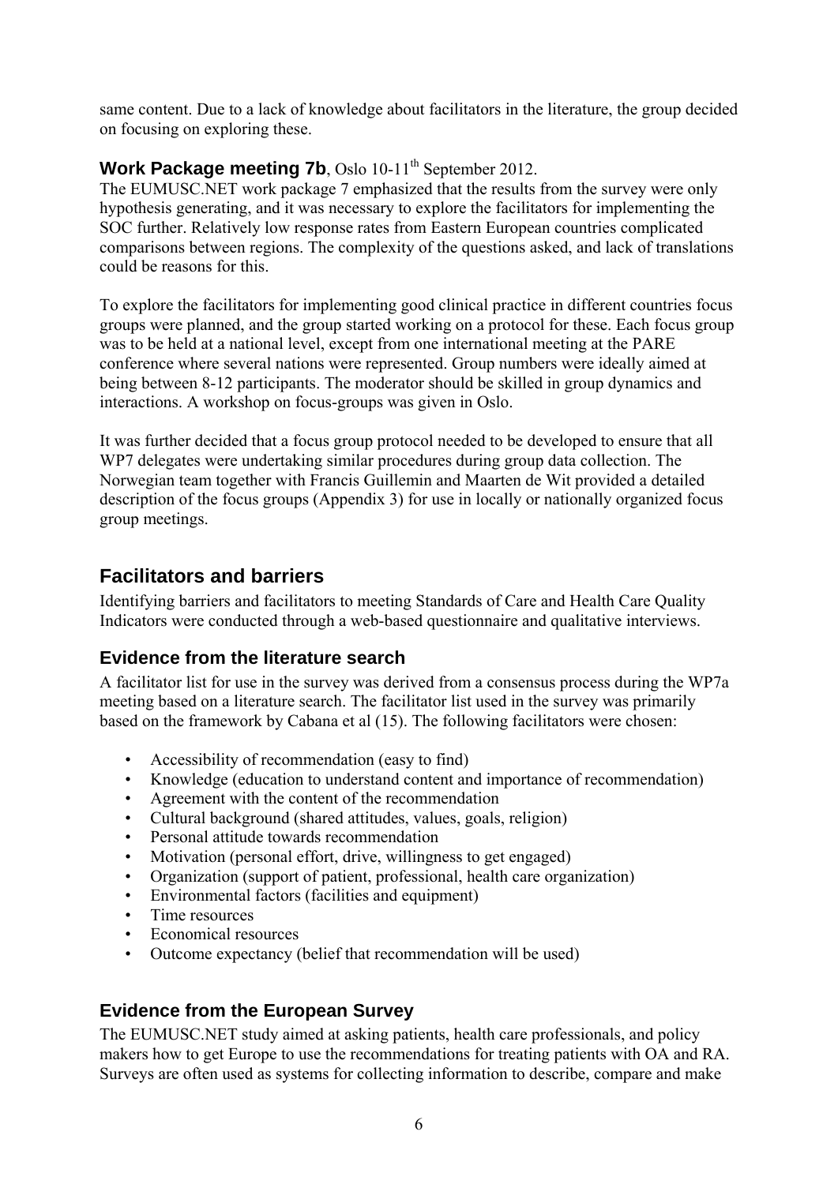same content. Due to a lack of knowledge about facilitators in the literature, the group decided on focusing on exploring these.

**Work Package meeting 7b**, Oslo 10-11th September 2012.

The EUMUSC.NET work package 7 emphasized that the results from the survey were only hypothesis generating, and it was necessary to explore the facilitators for implementing the SOC further. Relatively low response rates from Eastern European countries complicated comparisons between regions. The complexity of the questions asked, and lack of translations could be reasons for this.

To explore the facilitators for implementing good clinical practice in different countries focus groups were planned, and the group started working on a protocol for these. Each focus group was to be held at a national level, except from one international meeting at the PARE conference where several nations were represented. Group numbers were ideally aimed at being between 8-12 participants. The moderator should be skilled in group dynamics and interactions. A workshop on focus-groups was given in Oslo.

It was further decided that a focus group protocol needed to be developed to ensure that all WP7 delegates were undertaking similar procedures during group data collection. The Norwegian team together with Francis Guillemin and Maarten de Wit provided a detailed description of the focus groups (Appendix 3) for use in locally or nationally organized focus group meetings.

## Facilitators and barriers

Identifying barriers and facilitators to meeting Standards of Care and Health Care Quality Indicators were conducted through a web-based questionnaire and qualitative interviews.

### Evidence from the literature search

A facilitator list for use in the survey was derived from a consensus process during the WP7a meeting based on a literature search. The facilitator list used in the survey was primarily based on the framework by Cabana et al (15). The following facilitators were chosen:

- Accessibility of recommendation (easy to find)
- Knowledge (education to understand content and importance of recommendation)
- Agreement with the content of the recommendation
- Cultural background (shared attitudes, values, goals, religion)
- Personal attitude towards recommendation
- Motivation (personal effort, drive, willingness to get engaged)
- Organization (support of patient, professional, health care organization)
- Environmental factors (facilities and equipment)
- Time resources
- Economical resources
- Outcome expectancy (belief that recommendation will be used)

### Evidence from the European Survey

The EUMUSC.NET study aimed at asking patients, health care professionals, and policy makers how to get Europe to use the recommendations for treating patients with OA and RA. Surveys are often used as systems for collecting information to describe, compare and make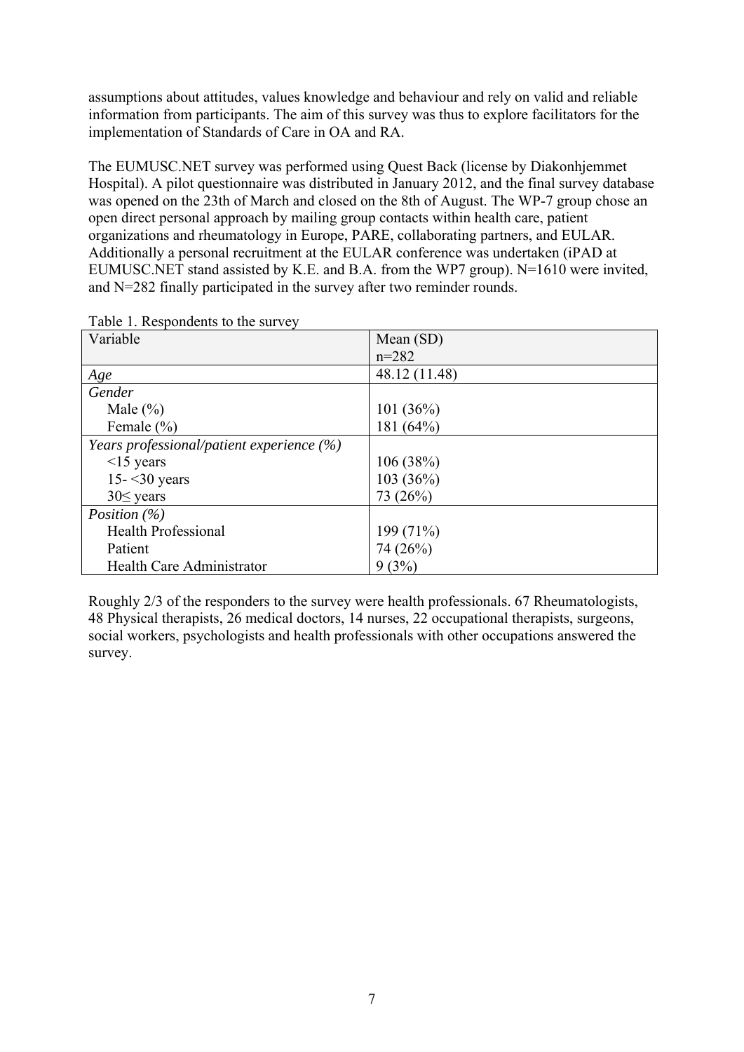assumptions about attitudes, values knowledge and behaviour and rely on valid and reliable information from participants. The aim of this survey was thus to explore facilitators for the implementation of Standards of Care in OA and RA.

The EUMUSC.NET survey was performed using Quest Back (license by Diakonhjemmet Hospital). A pilot questionnaire was distributed in January 2012, and the final survey database was opened on the 23th of March and closed on the 8th of August. The WP-7 group chose an open direct personal approach by mailing group contacts within health care, patient organizations and rheumatology in Europe, PARE, collaborating partners, and EULAR. Additionally a personal recruitment at the EULAR conference was undertaken (iPAD at EUMUSC.NET stand assisted by K.E. and B.A. from the WP7 group). N=1610 were invited, and N=282 finally participated in the survey after two reminder rounds.

Table 1. Respondents to the survey

| Variable | Mean (SD) n=282 |
|---|---|
| *Age* | 48.12 (11.48) |
| *Gender* | |
| Male (%) | 101 (36%) |
| Female (%) | 181 (64%) |
| *Years professional/patient experience (%)* | |
| <15 years | 106 (38%) |
| 15- <30 years | 103 (36%) |
| 30≤ years | 73 (26%) |
| *Position (%)* | |
| Health Professional | 199 (71%) |
| Patient | 74 (26%) |
| Health Care Administrator | 9 (3%) |

Roughly 2/3 of the responders to the survey were health professionals. 67 Rheumatologists, 48 Physical therapists, 26 medical doctors, 14 nurses, 22 occupational therapists, surgeons, social workers, psychologists and health professionals with other occupations answered the survey.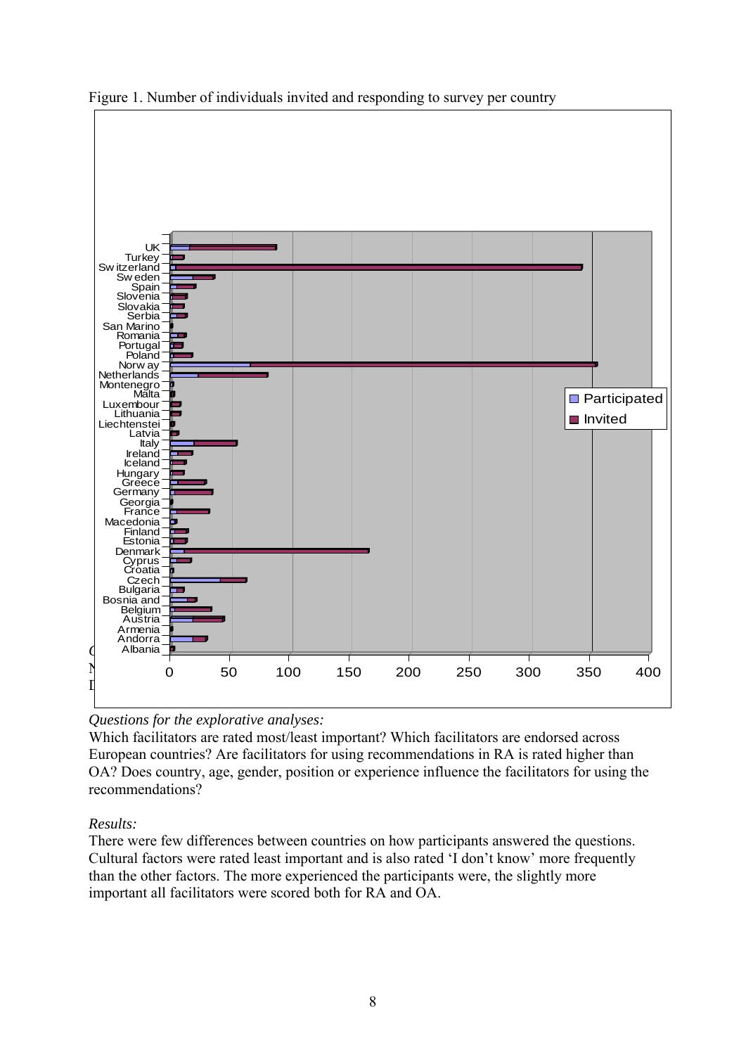Figure 1. Number of individuals invited and responding to survey per country

*Questions for the explorative analyses:*
Which facilitators are rated most/least important? Which facilitators are endorsed across European countries? Are facilitators for using recommendations in RA is rated higher than OA? Does country, age, gender, position or experience influence the facilitators for using the recommendations?

*Results:*
There were few differences between countries on how participants answered the questions. Cultural factors were rated least important and is also rated 'I don't know' more frequently than the other factors. The more experienced the participants were, the slightly more important all facilitators were scored both for RA and OA.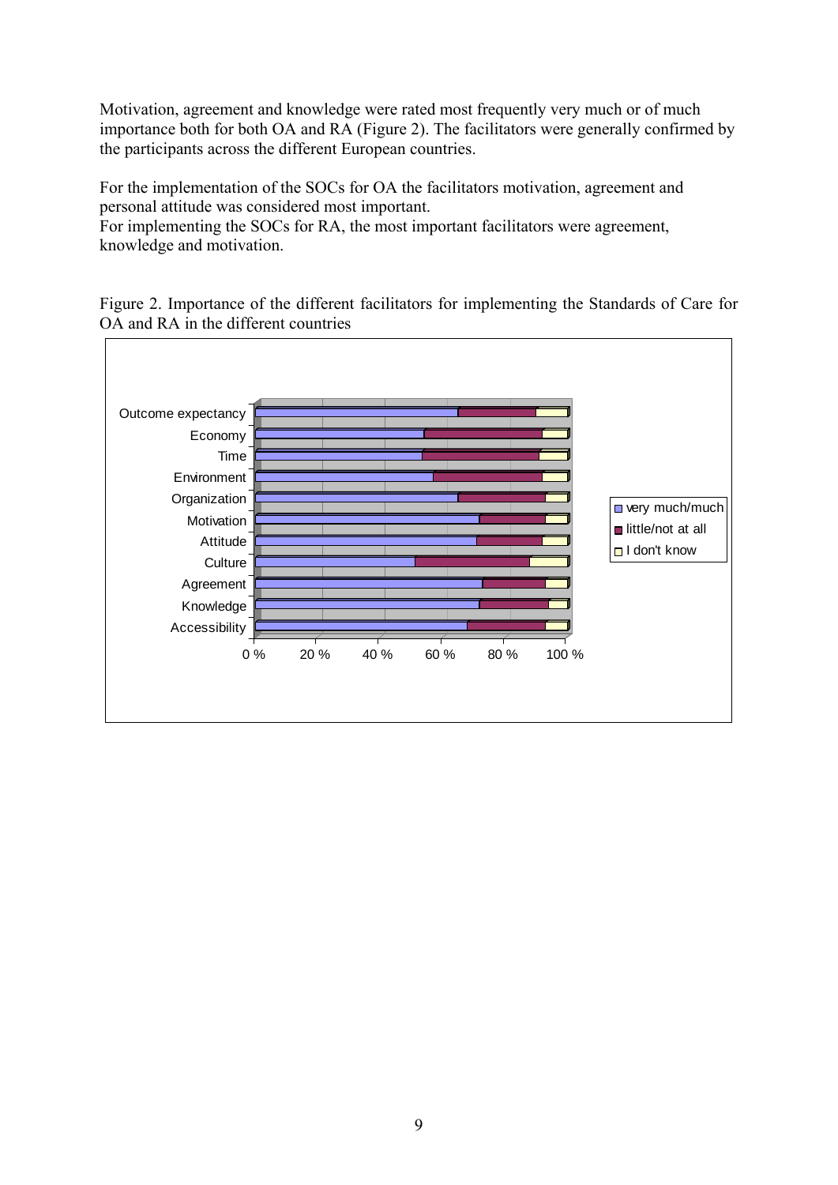Motivation, agreement and knowledge were rated most frequently very much or of much importance both for both OA and RA (Figure 2). The facilitators were generally confirmed by the participants across the different European countries.

For the implementation of the SOCs for OA the facilitators motivation, agreement and personal attitude was considered most important.
For implementing the SOCs for RA, the most important facilitators were agreement, knowledge and motivation.

Figure 2. Importance of the different facilitators for implementing the Standards of Care for OA and RA in the different countries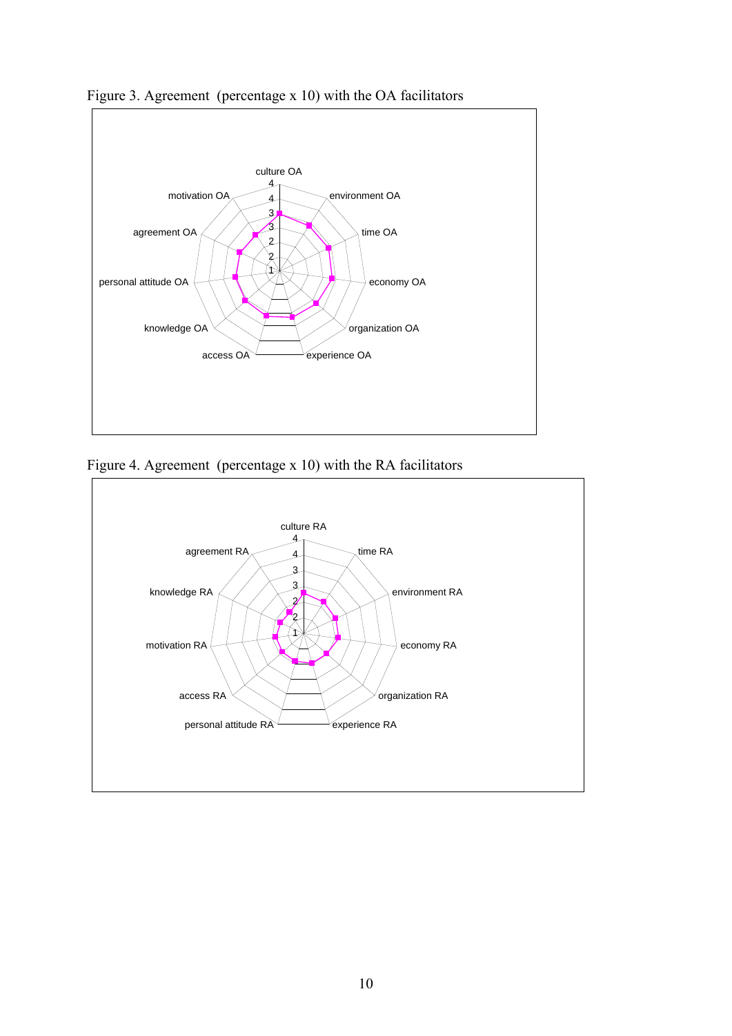Figure 3. Agreement (percentage x 10) with the OA facilitators

Figure 4. Agreement (percentage x 10) with the RA facilitators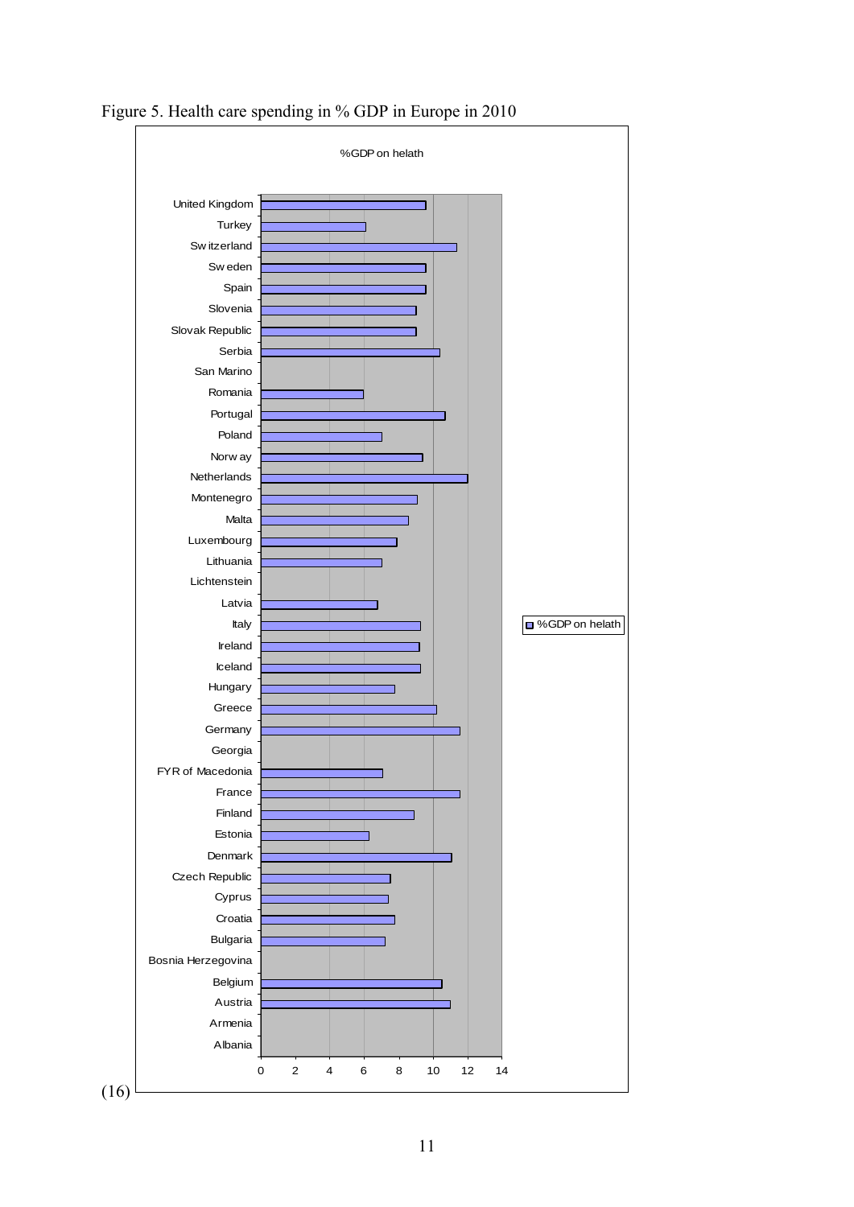Figure 5. Health care spending in % GDP in Europe in 2010

(16)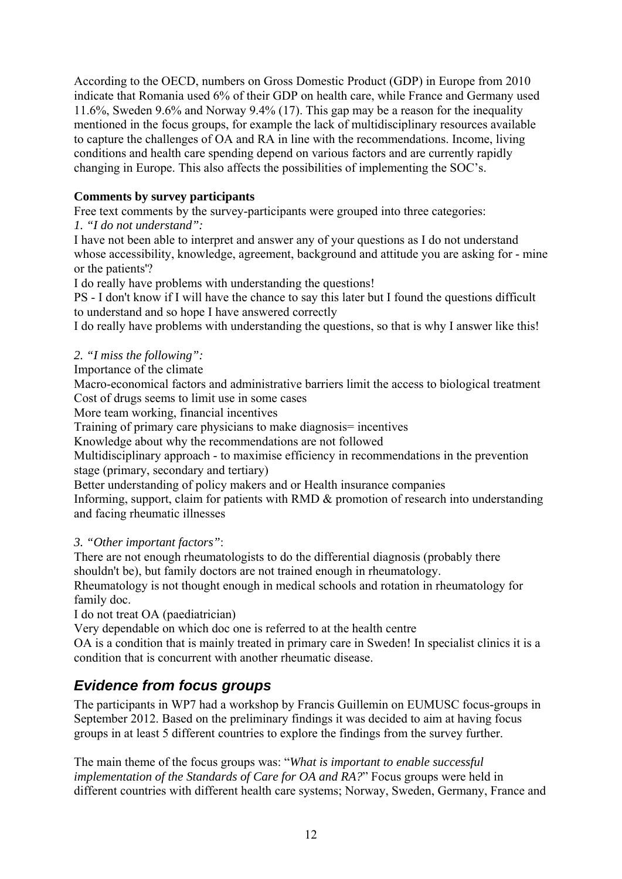According to the OECD, numbers on Gross Domestic Product (GDP) in Europe from 2010 indicate that Romania used 6% of their GDP on health care, while France and Germany used 11.6%, Sweden 9.6% and Norway 9.4% (17). This gap may be a reason for the inequality mentioned in the focus groups, for example the lack of multidisciplinary resources available to capture the challenges of OA and RA in line with the recommendations. Income, living conditions and health care spending depend on various factors and are currently rapidly changing in Europe. This also affects the possibilities of implementing the SOC's.

**Comments by survey participants**

Free text comments by the survey-participants were grouped into three categories:

*1. "I do not understand":*

I have not been able to interpret and answer any of your questions as I do not understand whose accessibility, knowledge, agreement, background and attitude you are asking for - mine or the patients'?

I do really have problems with understanding the questions!

PS - I don't know if I will have the chance to say this later but I found the questions difficult to understand and so hope I have answered correctly

I do really have problems with understanding the questions, so that is why I answer like this!

*2. "I miss the following":*

Importance of the climate

Macro-economical factors and administrative barriers limit the access to biological treatment

Cost of drugs seems to limit use in some cases

More team working, financial incentives

Training of primary care physicians to make diagnosis= incentives

Knowledge about why the recommendations are not followed

Multidisciplinary approach - to maximise efficiency in recommendations in the prevention stage (primary, secondary and tertiary)

Better understanding of policy makers and or Health insurance companies

Informing, support, claim for patients with RMD & promotion of research into understanding and facing rheumatic illnesses

*3. "Other important factors"*:

There are not enough rheumatologists to do the differential diagnosis (probably there shouldn't be), but family doctors are not trained enough in rheumatology.

Rheumatology is not thought enough in medical schools and rotation in rheumatology for family doc.

I do not treat OA (paediatrician)

Very dependable on which doc one is referred to at the health centre

OA is a condition that is mainly treated in primary care in Sweden! In specialist clinics it is a condition that is concurrent with another rheumatic disease.

## *Evidence from focus groups*

The participants in WP7 had a workshop by Francis Guillemin on EUMUSC focus-groups in September 2012. Based on the preliminary findings it was decided to aim at having focus groups in at least 5 different countries to explore the findings from the survey further.

The main theme of the focus groups was: "*What is important to enable successful implementation of the Standards of Care for OA and RA?*" Focus groups were held in different countries with different health care systems; Norway, Sweden, Germany, France and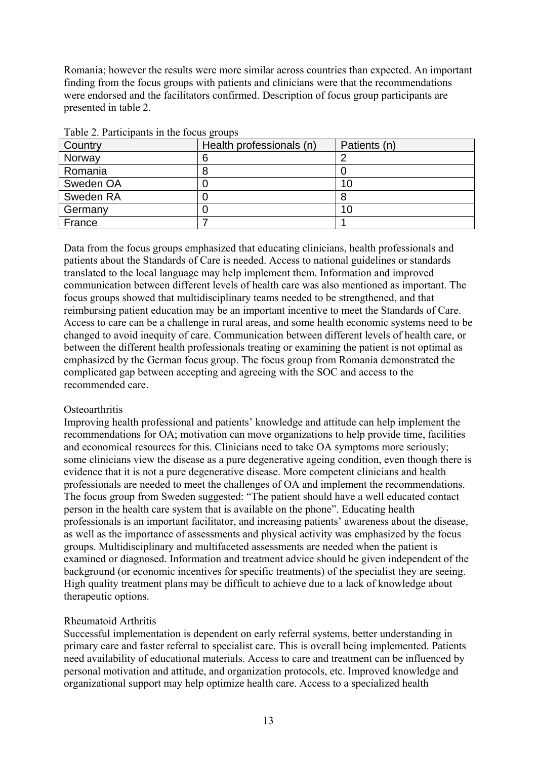Romania; however the results were more similar across countries than expected. An important finding from the focus groups with patients and clinicians were that the recommendations were endorsed and the facilitators confirmed. Description of focus group participants are presented in table 2.

Table 2. Participants in the focus groups

| Country | Health professionals (n) | Patients (n) |
|---|---|---|
| Norway | 6 | 2 |
| Romania | 8 | 0 |
| Sweden OA | 0 | 10 |
| Sweden RA | 0 | 8 |
| Germany | 0 | 10 |
| France | 7 | 1 |

Data from the focus groups emphasized that educating clinicians, health professionals and patients about the Standards of Care is needed. Access to national guidelines or standards translated to the local language may help implement them. Information and improved communication between different levels of health care was also mentioned as important. The focus groups showed that multidisciplinary teams needed to be strengthened, and that reimbursing patient education may be an important incentive to meet the Standards of Care. Access to care can be a challenge in rural areas, and some health economic systems need to be changed to avoid inequity of care. Communication between different levels of health care, or between the different health professionals treating or examining the patient is not optimal as emphasized by the German focus group. The focus group from Romania demonstrated the complicated gap between accepting and agreeing with the SOC and access to the recommended care.

Osteoarthritis

Improving health professional and patients' knowledge and attitude can help implement the recommendations for OA; motivation can move organizations to help provide time, facilities and economical resources for this. Clinicians need to take OA symptoms more seriously; some clinicians view the disease as a pure degenerative ageing condition, even though there is evidence that it is not a pure degenerative disease. More competent clinicians and health professionals are needed to meet the challenges of OA and implement the recommendations. The focus group from Sweden suggested: "The patient should have a well educated contact person in the health care system that is available on the phone". Educating health professionals is an important facilitator, and increasing patients' awareness about the disease, as well as the importance of assessments and physical activity was emphasized by the focus groups. Multidisciplinary and multifaceted assessments are needed when the patient is examined or diagnosed. Information and treatment advice should be given independent of the background (or economic incentives for specific treatments) of the specialist they are seeing. High quality treatment plans may be difficult to achieve due to a lack of knowledge about therapeutic options.

Rheumatoid Arthritis

Successful implementation is dependent on early referral systems, better understanding in primary care and faster referral to specialist care. This is overall being implemented. Patients need availability of educational materials. Access to care and treatment can be influenced by personal motivation and attitude, and organization protocols, etc. Improved knowledge and organizational support may help optimize health care. Access to a specialized health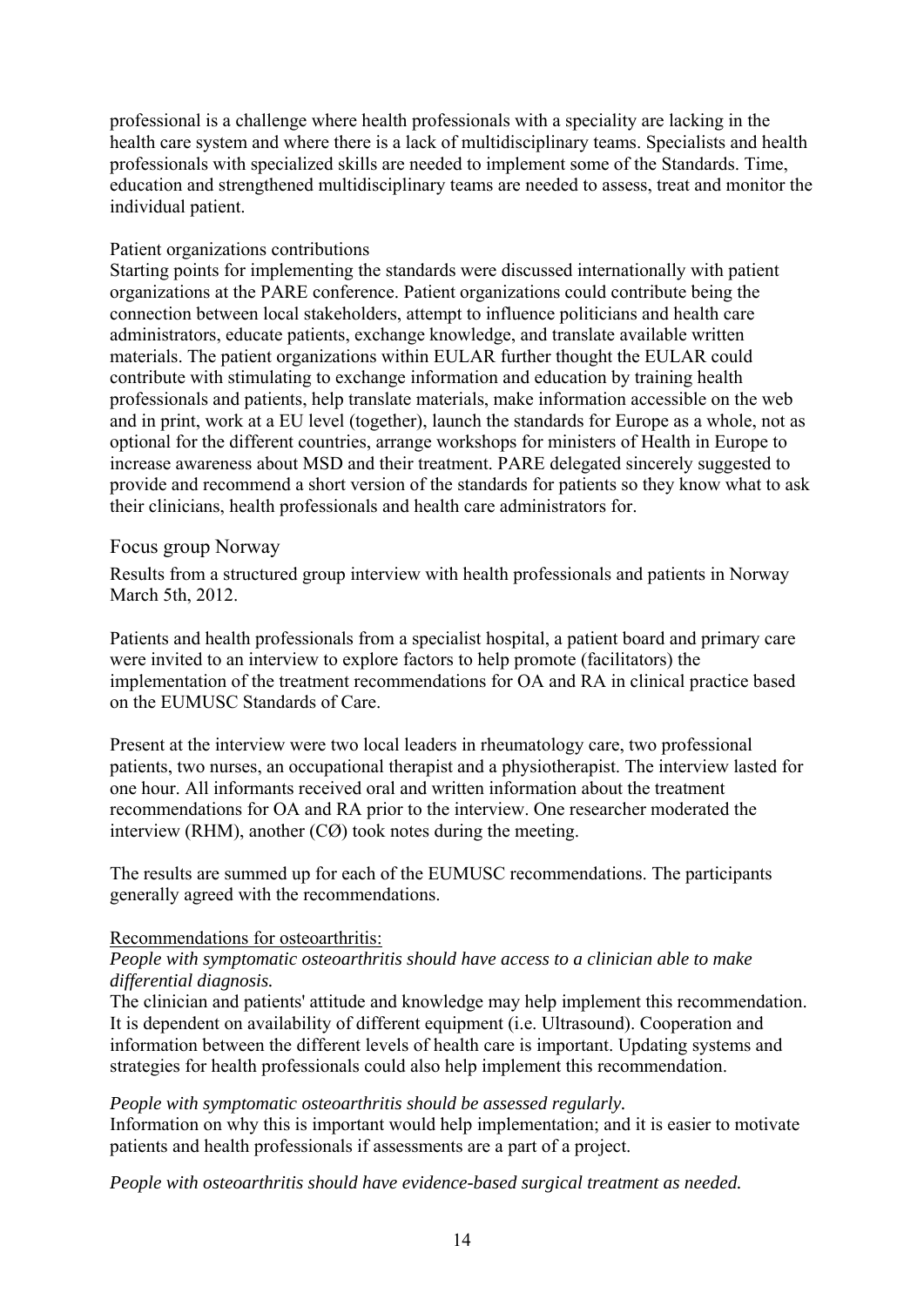professional is a challenge where health professionals with a speciality are lacking in the health care system and where there is a lack of multidisciplinary teams. Specialists and health professionals with specialized skills are needed to implement some of the Standards. Time, education and strengthened multidisciplinary teams are needed to assess, treat and monitor the individual patient.

Patient organizations contributions

Starting points for implementing the standards were discussed internationally with patient organizations at the PARE conference. Patient organizations could contribute being the connection between local stakeholders, attempt to influence politicians and health care administrators, educate patients, exchange knowledge, and translate available written materials. The patient organizations within EULAR further thought the EULAR could contribute with stimulating to exchange information and education by training health professionals and patients, help translate materials, make information accessible on the web and in print, work at a EU level (together), launch the standards for Europe as a whole, not as optional for the different countries, arrange workshops for ministers of Health in Europe to increase awareness about MSD and their treatment. PARE delegated sincerely suggested to provide and recommend a short version of the standards for patients so they know what to ask their clinicians, health professionals and health care administrators for.

## Focus group Norway

Results from a structured group interview with health professionals and patients in Norway March 5th, 2012.

Patients and health professionals from a specialist hospital, a patient board and primary care were invited to an interview to explore factors to help promote (facilitators) the implementation of the treatment recommendations for OA and RA in clinical practice based on the EUMUSC Standards of Care.

Present at the interview were two local leaders in rheumatology care, two professional patients, two nurses, an occupational therapist and a physiotherapist. The interview lasted for one hour. All informants received oral and written information about the treatment recommendations for OA and RA prior to the interview. One researcher moderated the interview (RHM), another (CØ) took notes during the meeting.

The results are summed up for each of the EUMUSC recommendations. The participants generally agreed with the recommendations.

Recommendations for osteoarthritis:

*People with symptomatic osteoarthritis should have access to a clinician able to make differential diagnosis.*

The clinician and patients' attitude and knowledge may help implement this recommendation. It is dependent on availability of different equipment (i.e. Ultrasound). Cooperation and information between the different levels of health care is important. Updating systems and strategies for health professionals could also help implement this recommendation.

*People with symptomatic osteoarthritis should be assessed regularly.*

Information on why this is important would help implementation; and it is easier to motivate patients and health professionals if assessments are a part of a project.

*People with osteoarthritis should have evidence-based surgical treatment as needed.*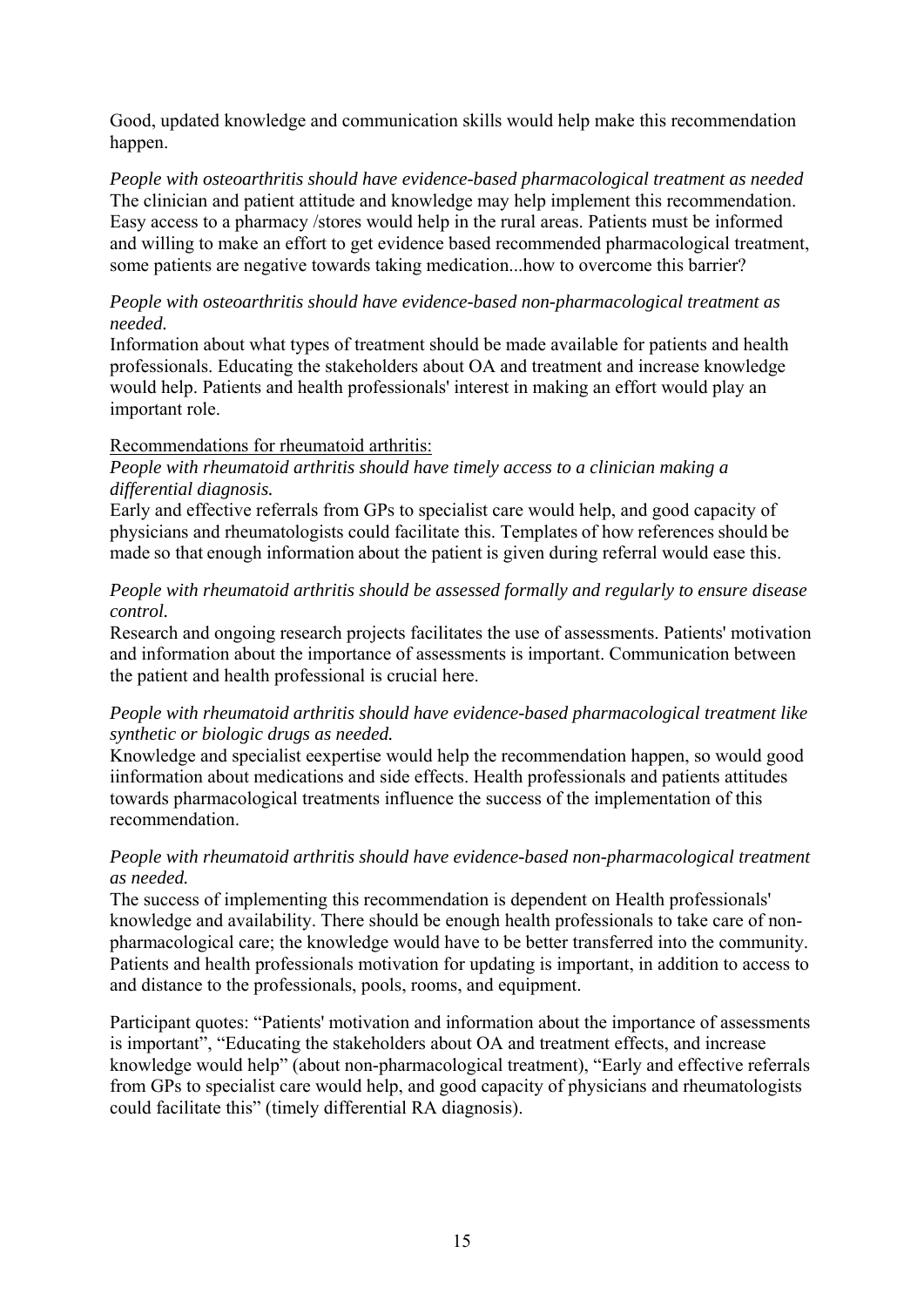Good, updated knowledge and communication skills would help make this recommendation happen.

*People with osteoarthritis should have evidence-based pharmacological treatment as needed*
The clinician and patient attitude and knowledge may help implement this recommendation. Easy access to a pharmacy /stores would help in the rural areas. Patients must be informed and willing to make an effort to get evidence based recommended pharmacological treatment, some patients are negative towards taking medication...how to overcome this barrier?

*People with osteoarthritis should have evidence-based non-pharmacological treatment as needed.*
Information about what types of treatment should be made available for patients and health professionals. Educating the stakeholders about OA and treatment and increase knowledge would help. Patients and health professionals' interest in making an effort would play an important role.

<u>Recommendations for rheumatoid arthritis:</u>
*People with rheumatoid arthritis should have timely access to a clinician making a differential diagnosis.*
Early and effective referrals from GPs to specialist care would help, and good capacity of physicians and rheumatologists could facilitate this. Templates of how references should be made so that enough information about the patient is given during referral would ease this.

*People with rheumatoid arthritis should be assessed formally and regularly to ensure disease control.*
Research and ongoing research projects facilitates the use of assessments. Patients' motivation and information about the importance of assessments is important. Communication between the patient and health professional is crucial here.

*People with rheumatoid arthritis should have evidence-based pharmacological treatment like synthetic or biologic drugs as needed.*
Knowledge and specialist eexpertise would help the recommendation happen, so would good iinformation about medications and side effects. Health professionals and patients attitudes towards pharmacological treatments influence the success of the implementation of this recommendation.

*People with rheumatoid arthritis should have evidence-based non-pharmacological treatment as needed.*
The success of implementing this recommendation is dependent on Health professionals' knowledge and availability. There should be enough health professionals to take care of non-pharmacological care; the knowledge would have to be better transferred into the community. Patients and health professionals motivation for updating is important, in addition to access to and distance to the professionals, pools, rooms, and equipment.

Participant quotes: "Patients' motivation and information about the importance of assessments is important", "Educating the stakeholders about OA and treatment effects, and increase knowledge would help" (about non-pharmacological treatment), "Early and effective referrals from GPs to specialist care would help, and good capacity of physicians and rheumatologists could facilitate this" (timely differential RA diagnosis).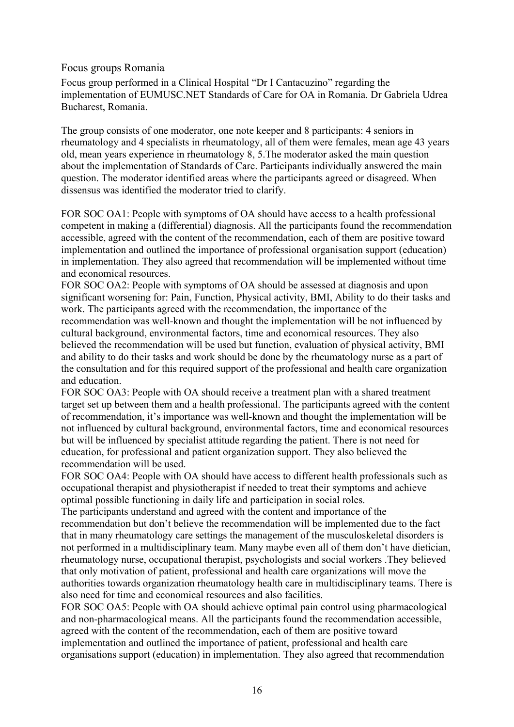## Focus groups Romania

Focus group performed in a Clinical Hospital "Dr I Cantacuzino" regarding the implementation of EUMUSC.NET Standards of Care for OA in Romania. Dr Gabriela Udrea Bucharest, Romania.

The group consists of one moderator, one note keeper and 8 participants: 4 seniors in rheumatology and 4 specialists in rheumatology, all of them were females, mean age 43 years old, mean years experience in rheumatology 8, 5.The moderator asked the main question about the implementation of Standards of Care. Participants individually answered the main question. The moderator identified areas where the participants agreed or disagreed. When dissensus was identified the moderator tried to clarify.

FOR SOC OA1: People with symptoms of OA should have access to a health professional competent in making a (differential) diagnosis. All the participants found the recommendation accessible, agreed with the content of the recommendation, each of them are positive toward implementation and outlined the importance of professional organisation support (education) in implementation. They also agreed that recommendation will be implemented without time and economical resources.

FOR SOC OA2: People with symptoms of OA should be assessed at diagnosis and upon significant worsening for: Pain, Function, Physical activity, BMI, Ability to do their tasks and work. The participants agreed with the recommendation, the importance of the recommendation was well-known and thought the implementation will be not influenced by cultural background, environmental factors, time and economical resources. They also believed the recommendation will be used but function, evaluation of physical activity, BMI and ability to do their tasks and work should be done by the rheumatology nurse as a part of the consultation and for this required support of the professional and health care organization and education.

FOR SOC OA3: People with OA should receive a treatment plan with a shared treatment target set up between them and a health professional. The participants agreed with the content of recommendation, it's importance was well-known and thought the implementation will be not influenced by cultural background, environmental factors, time and economical resources but will be influenced by specialist attitude regarding the patient. There is not need for education, for professional and patient organization support. They also believed the recommendation will be used.

FOR SOC OA4: People with OA should have access to different health professionals such as occupational therapist and physiotherapist if needed to treat their symptoms and achieve optimal possible functioning in daily life and participation in social roles.

The participants understand and agreed with the content and importance of the recommendation but don't believe the recommendation will be implemented due to the fact that in many rheumatology care settings the management of the musculoskeletal disorders is not performed in a multidisciplinary team. Many maybe even all of them don't have dietician, rheumatology nurse, occupational therapist, psychologists and social workers .They believed that only motivation of patient, professional and health care organizations will move the authorities towards organization rheumatology health care in multidisciplinary teams. There is also need for time and economical resources and also facilities.

FOR SOC OA5: People with OA should achieve optimal pain control using pharmacological and non-pharmacological means. All the participants found the recommendation accessible, agreed with the content of the recommendation, each of them are positive toward implementation and outlined the importance of patient, professional and health care organisations support (education) in implementation. They also agreed that recommendation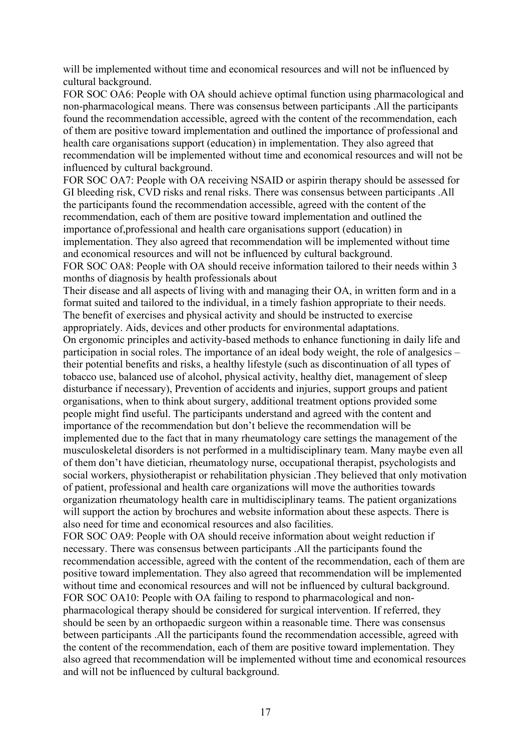will be implemented without time and economical resources and will not be influenced by cultural background.

FOR SOC OA6: People with OA should achieve optimal function using pharmacological and non-pharmacological means. There was consensus between participants .All the participants found the recommendation accessible, agreed with the content of the recommendation, each of them are positive toward implementation and outlined the importance of professional and health care organisations support (education) in implementation. They also agreed that recommendation will be implemented without time and economical resources and will not be influenced by cultural background.

FOR SOC OA7: People with OA receiving NSAID or aspirin therapy should be assessed for GI bleeding risk, CVD risks and renal risks. There was consensus between participants .All the participants found the recommendation accessible, agreed with the content of the recommendation, each of them are positive toward implementation and outlined the importance of,professional and health care organisations support (education) in implementation. They also agreed that recommendation will be implemented without time and economical resources and will not be influenced by cultural background.

FOR SOC OA8: People with OA should receive information tailored to their needs within 3 months of diagnosis by health professionals about

Their disease and all aspects of living with and managing their OA, in written form and in a format suited and tailored to the individual, in a timely fashion appropriate to their needs. The benefit of exercises and physical activity and should be instructed to exercise appropriately. Aids, devices and other products for environmental adaptations.

On ergonomic principles and activity-based methods to enhance functioning in daily life and participation in social roles. The importance of an ideal body weight, the role of analgesics – their potential benefits and risks, a healthy lifestyle (such as discontinuation of all types of tobacco use, balanced use of alcohol, physical activity, healthy diet, management of sleep disturbance if necessary), Prevention of accidents and injuries, support groups and patient organisations, when to think about surgery, additional treatment options provided some people might find useful. The participants understand and agreed with the content and importance of the recommendation but don't believe the recommendation will be implemented due to the fact that in many rheumatology care settings the management of the musculoskeletal disorders is not performed in a multidisciplinary team. Many maybe even all of them don't have dietician, rheumatology nurse, occupational therapist, psychologists and social workers, physiotherapist or rehabilitation physician .They believed that only motivation of patient, professional and health care organizations will move the authorities towards organization rheumatology health care in multidisciplinary teams. The patient organizations will support the action by brochures and website information about these aspects. There is also need for time and economical resources and also facilities.

FOR SOC OA9: People with OA should receive information about weight reduction if necessary. There was consensus between participants .All the participants found the recommendation accessible, agreed with the content of the recommendation, each of them are positive toward implementation. They also agreed that recommendation will be implemented without time and economical resources and will not be influenced by cultural background.

FOR SOC OA10: People with OA failing to respond to pharmacological and non-pharmacological therapy should be considered for surgical intervention. If referred, they should be seen by an orthopaedic surgeon within a reasonable time. There was consensus between participants .All the participants found the recommendation accessible, agreed with the content of the recommendation, each of them are positive toward implementation. They also agreed that recommendation will be implemented without time and economical resources and will not be influenced by cultural background.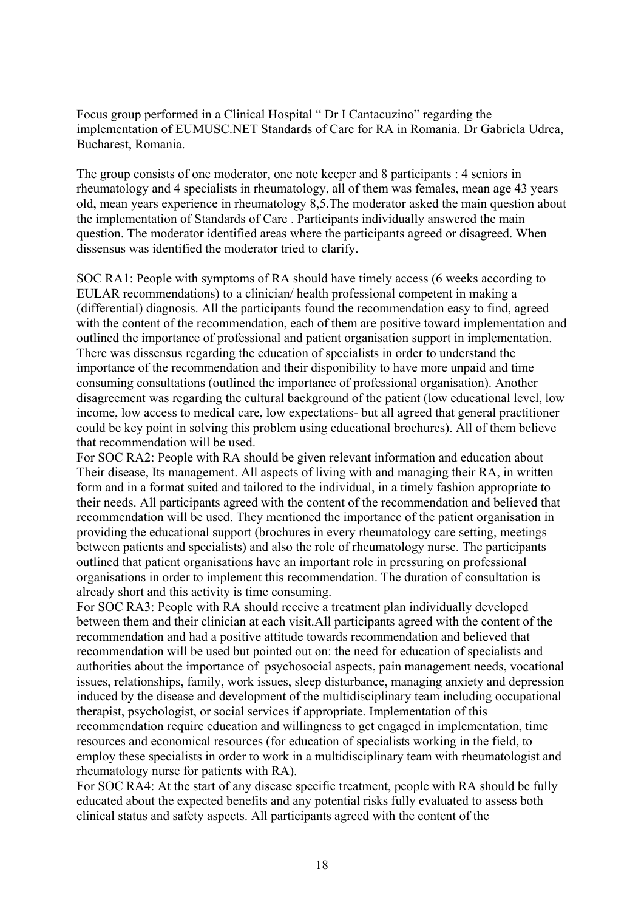Focus group performed in a Clinical Hospital " Dr I Cantacuzino" regarding the implementation of EUMUSC.NET Standards of Care for RA in Romania. Dr Gabriela Udrea, Bucharest, Romania.

The group consists of one moderator, one note keeper and 8 participants : 4 seniors in rheumatology and 4 specialists in rheumatology, all of them was females, mean age 43 years old, mean years experience in rheumatology 8,5.The moderator asked the main question about the implementation of Standards of Care . Participants individually answered the main question. The moderator identified areas where the participants agreed or disagreed. When dissensus was identified the moderator tried to clarify.

SOC RA1: People with symptoms of RA should have timely access (6 weeks according to EULAR recommendations) to a clinician/ health professional competent in making a (differential) diagnosis. All the participants found the recommendation easy to find, agreed with the content of the recommendation, each of them are positive toward implementation and outlined the importance of professional and patient organisation support in implementation. There was dissensus regarding the education of specialists in order to understand the importance of the recommendation and their disponibility to have more unpaid and time consuming consultations (outlined the importance of professional organisation). Another disagreement was regarding the cultural background of the patient (low educational level, low income, low access to medical care, low expectations- but all agreed that general practitioner could be key point in solving this problem using educational brochures). All of them believe that recommendation will be used.

For SOC RA2: People with RA should be given relevant information and education about Their disease, Its management. All aspects of living with and managing their RA, in written form and in a format suited and tailored to the individual, in a timely fashion appropriate to their needs. All participants agreed with the content of the recommendation and believed that recommendation will be used. They mentioned the importance of the patient organisation in providing the educational support (brochures in every rheumatology care setting, meetings between patients and specialists) and also the role of rheumatology nurse. The participants outlined that patient organisations have an important role in pressuring on professional organisations in order to implement this recommendation. The duration of consultation is already short and this activity is time consuming.

For SOC RA3: People with RA should receive a treatment plan individually developed between them and their clinician at each visit.All participants agreed with the content of the recommendation and had a positive attitude towards recommendation and believed that recommendation will be used but pointed out on: the need for education of specialists and authorities about the importance of psychosocial aspects, pain management needs, vocational issues, relationships, family, work issues, sleep disturbance, managing anxiety and depression induced by the disease and development of the multidisciplinary team including occupational therapist, psychologist, or social services if appropriate. Implementation of this recommendation require education and willingness to get engaged in implementation, time resources and economical resources (for education of specialists working in the field, to employ these specialists in order to work in a multidisciplinary team with rheumatologist and rheumatology nurse for patients with RA).

For SOC RA4: At the start of any disease specific treatment, people with RA should be fully educated about the expected benefits and any potential risks fully evaluated to assess both clinical status and safety aspects. All participants agreed with the content of the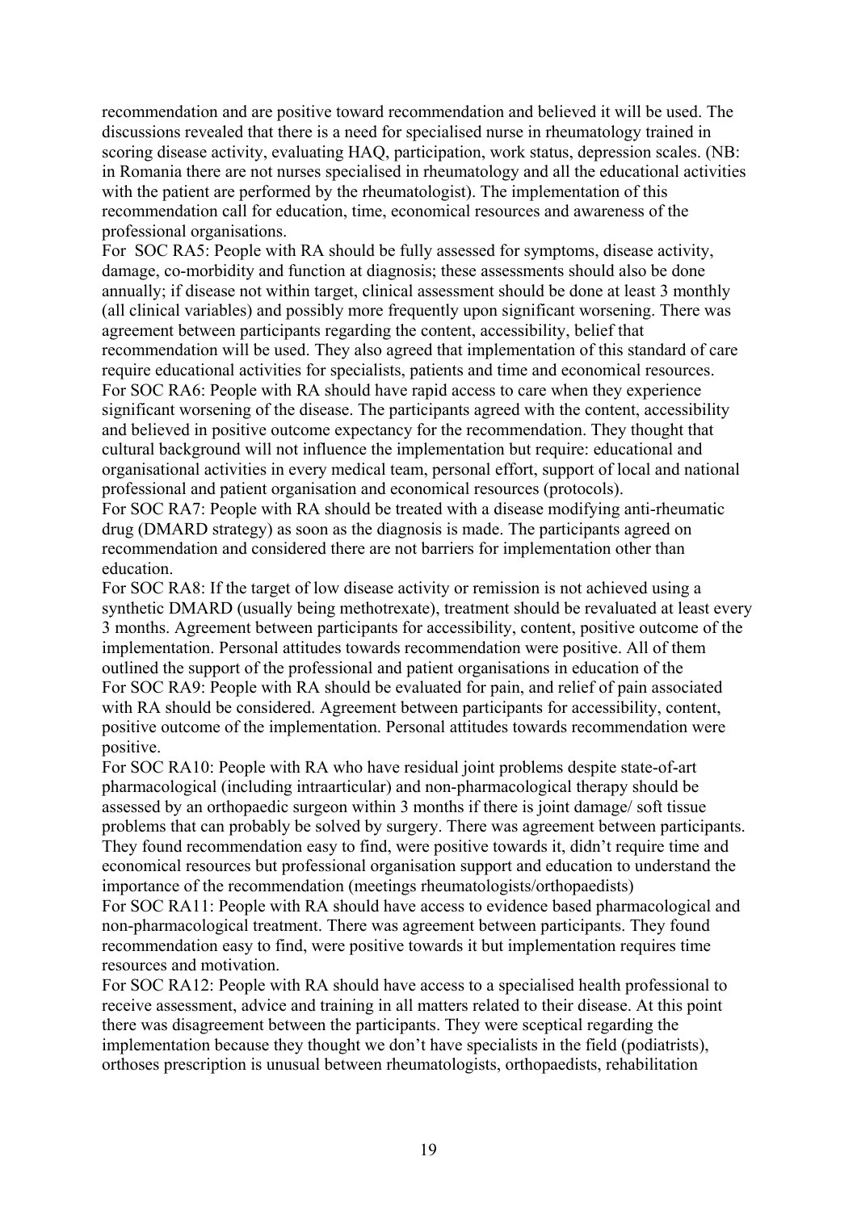recommendation and are positive toward recommendation and believed it will be used. The discussions revealed that there is a need for specialised nurse in rheumatology trained in scoring disease activity, evaluating HAQ, participation, work status, depression scales. (NB: in Romania there are not nurses specialised in rheumatology and all the educational activities with the patient are performed by the rheumatologist). The implementation of this recommendation call for education, time, economical resources and awareness of the professional organisations.

For SOC RA5: People with RA should be fully assessed for symptoms, disease activity, damage, co-morbidity and function at diagnosis; these assessments should also be done annually; if disease not within target, clinical assessment should be done at least 3 monthly (all clinical variables) and possibly more frequently upon significant worsening. There was agreement between participants regarding the content, accessibility, belief that recommendation will be used. They also agreed that implementation of this standard of care require educational activities for specialists, patients and time and economical resources.

For SOC RA6: People with RA should have rapid access to care when they experience significant worsening of the disease. The participants agreed with the content, accessibility and believed in positive outcome expectancy for the recommendation. They thought that cultural background will not influence the implementation but require: educational and organisational activities in every medical team, personal effort, support of local and national professional and patient organisation and economical resources (protocols).

For SOC RA7: People with RA should be treated with a disease modifying anti-rheumatic drug (DMARD strategy) as soon as the diagnosis is made. The participants agreed on recommendation and considered there are not barriers for implementation other than education.

For SOC RA8: If the target of low disease activity or remission is not achieved using a synthetic DMARD (usually being methotrexate), treatment should be revaluated at least every 3 months. Agreement between participants for accessibility, content, positive outcome of the implementation. Personal attitudes towards recommendation were positive. All of them outlined the support of the professional and patient organisations in education of the

For SOC RA9: People with RA should be evaluated for pain, and relief of pain associated with RA should be considered. Agreement between participants for accessibility, content, positive outcome of the implementation. Personal attitudes towards recommendation were positive.

For SOC RA10: People with RA who have residual joint problems despite state-of-art pharmacological (including intraarticular) and non-pharmacological therapy should be assessed by an orthopaedic surgeon within 3 months if there is joint damage/ soft tissue problems that can probably be solved by surgery. There was agreement between participants. They found recommendation easy to find, were positive towards it, didn't require time and economical resources but professional organisation support and education to understand the importance of the recommendation (meetings rheumatologists/orthopaedists)

For SOC RA11: People with RA should have access to evidence based pharmacological and non-pharmacological treatment. There was agreement between participants. They found recommendation easy to find, were positive towards it but implementation requires time resources and motivation.

For SOC RA12: People with RA should have access to a specialised health professional to receive assessment, advice and training in all matters related to their disease. At this point there was disagreement between the participants. They were sceptical regarding the implementation because they thought we don't have specialists in the field (podiatrists), orthoses prescription is unusual between rheumatologists, orthopaedists, rehabilitation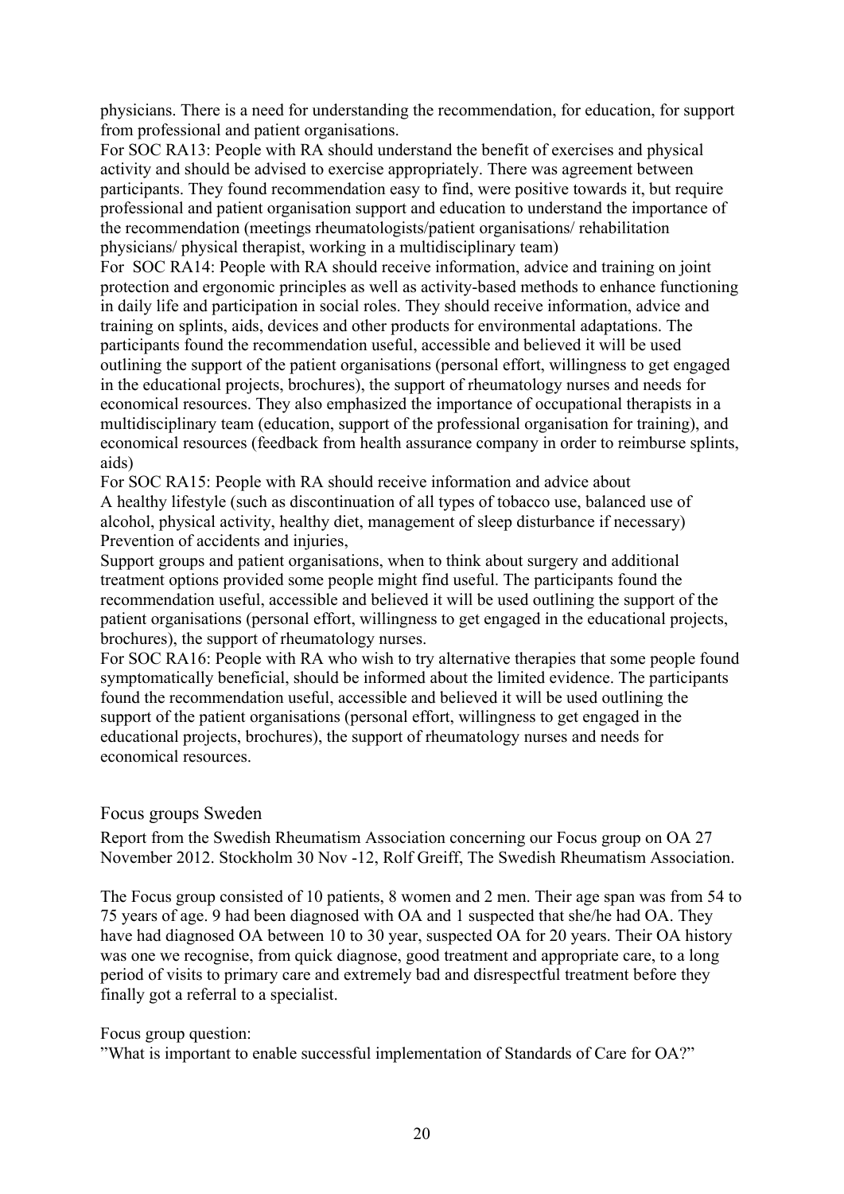physicians. There is a need for understanding the recommendation, for education, for support from professional and patient organisations.

For SOC RA13: People with RA should understand the benefit of exercises and physical activity and should be advised to exercise appropriately. There was agreement between participants. They found recommendation easy to find, were positive towards it, but require professional and patient organisation support and education to understand the importance of the recommendation (meetings rheumatologists/patient organisations/ rehabilitation physicians/ physical therapist, working in a multidisciplinary team)

For SOC RA14: People with RA should receive information, advice and training on joint protection and ergonomic principles as well as activity-based methods to enhance functioning in daily life and participation in social roles. They should receive information, advice and training on splints, aids, devices and other products for environmental adaptations. The participants found the recommendation useful, accessible and believed it will be used outlining the support of the patient organisations (personal effort, willingness to get engaged in the educational projects, brochures), the support of rheumatology nurses and needs for economical resources. They also emphasized the importance of occupational therapists in a multidisciplinary team (education, support of the professional organisation for training), and economical resources (feedback from health assurance company in order to reimburse splints, aids)

For SOC RA15: People with RA should receive information and advice about
A healthy lifestyle (such as discontinuation of all types of tobacco use, balanced use of alcohol, physical activity, healthy diet, management of sleep disturbance if necessary)
Prevention of accidents and injuries,
Support groups and patient organisations, when to think about surgery and additional treatment options provided some people might find useful. The participants found the recommendation useful, accessible and believed it will be used outlining the support of the patient organisations (personal effort, willingness to get engaged in the educational projects, brochures), the support of rheumatology nurses.

For SOC RA16: People with RA who wish to try alternative therapies that some people found symptomatically beneficial, should be informed about the limited evidence. The participants found the recommendation useful, accessible and believed it will be used outlining the support of the patient organisations (personal effort, willingness to get engaged in the educational projects, brochures), the support of rheumatology nurses and needs for economical resources.

## Focus groups Sweden

Report from the Swedish Rheumatism Association concerning our Focus group on OA 27 November 2012. Stockholm 30 Nov -12, Rolf Greiff, The Swedish Rheumatism Association.

The Focus group consisted of 10 patients, 8 women and 2 men. Their age span was from 54 to 75 years of age. 9 had been diagnosed with OA and 1 suspected that she/he had OA. They have had diagnosed OA between 10 to 30 year, suspected OA for 20 years. Their OA history was one we recognise, from quick diagnose, good treatment and appropriate care, to a long period of visits to primary care and extremely bad and disrespectful treatment before they finally got a referral to a specialist.

Focus group question:
”What is important to enable successful implementation of Standards of Care for OA?”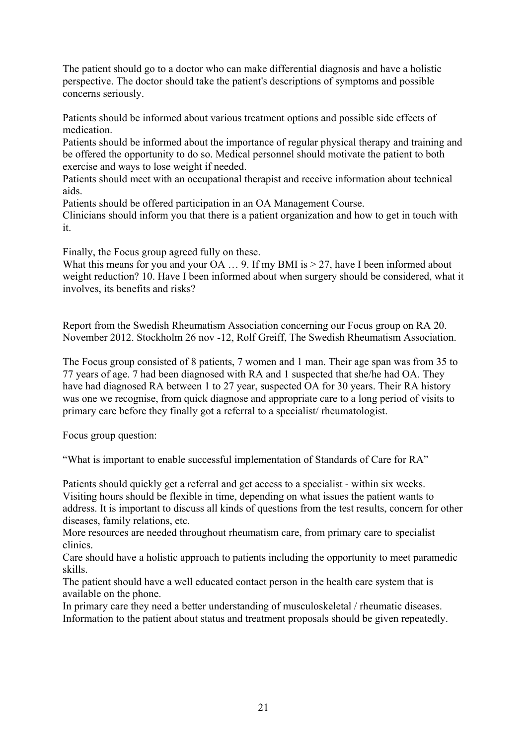The patient should go to a doctor who can make differential diagnosis and have a holistic perspective. The doctor should take the patient's descriptions of symptoms and possible concerns seriously.

Patients should be informed about various treatment options and possible side effects of medication.
Patients should be informed about the importance of regular physical therapy and training and be offered the opportunity to do so. Medical personnel should motivate the patient to both exercise and ways to lose weight if needed.
Patients should meet with an occupational therapist and receive information about technical aids.
Patients should be offered participation in an OA Management Course.
Clinicians should inform you that there is a patient organization and how to get in touch with it.

Finally, the Focus group agreed fully on these.
What this means for you and your OA … 9. If my BMI is > 27, have I been informed about weight reduction? 10. Have I been informed about when surgery should be considered, what it involves, its benefits and risks?

Report from the Swedish Rheumatism Association concerning our Focus group on RA 20. November 2012. Stockholm 26 nov -12, Rolf Greiff, The Swedish Rheumatism Association.

The Focus group consisted of 8 patients, 7 women and 1 man. Their age span was from 35 to 77 years of age. 7 had been diagnosed with RA and 1 suspected that she/he had OA. They have had diagnosed RA between 1 to 27 year, suspected OA for 30 years. Their RA history was one we recognise, from quick diagnose and appropriate care to a long period of visits to primary care before they finally got a referral to a specialist/ rheumatologist.

Focus group question:

"What is important to enable successful implementation of Standards of Care for RA"

Patients should quickly get a referral and get access to a specialist - within six weeks.
Visiting hours should be flexible in time, depending on what issues the patient wants to address. It is important to discuss all kinds of questions from the test results, concern for other diseases, family relations, etc.
More resources are needed throughout rheumatism care, from primary care to specialist clinics.
Care should have a holistic approach to patients including the opportunity to meet paramedic skills.
The patient should have a well educated contact person in the health care system that is available on the phone.
In primary care they need a better understanding of musculoskeletal / rheumatic diseases.
Information to the patient about status and treatment proposals should be given repeatedly.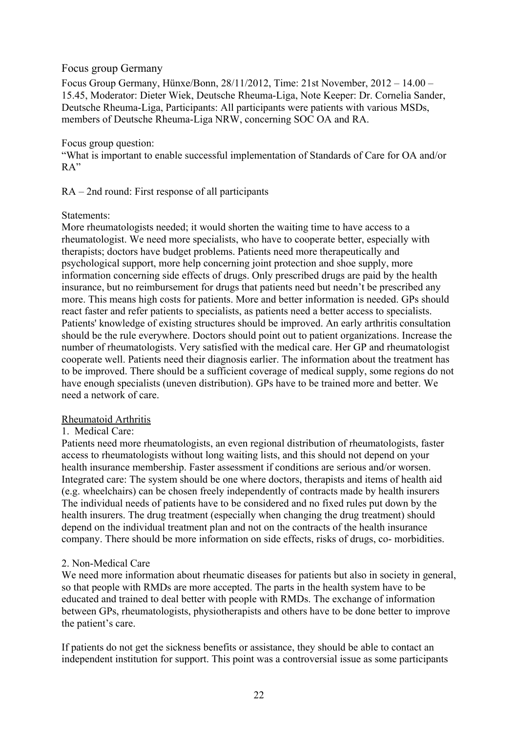## Focus group Germany

Focus Group Germany, Hünxe/Bonn, 28/11/2012, Time: 21st November, 2012 – 14.00 – 15.45, Moderator: Dieter Wiek, Deutsche Rheuma-Liga, Note Keeper: Dr. Cornelia Sander, Deutsche Rheuma-Liga, Participants: All participants were patients with various MSDs, members of Deutsche Rheuma-Liga NRW, concerning SOC OA and RA.

Focus group question:
"What is important to enable successful implementation of Standards of Care for OA and/or RA"

RA – 2nd round: First response of all participants

Statements:
More rheumatologists needed; it would shorten the waiting time to have access to a rheumatologist. We need more specialists, who have to cooperate better, especially with therapists; doctors have budget problems. Patients need more therapeutically and psychological support, more help concerning joint protection and shoe supply, more information concerning side effects of drugs. Only prescribed drugs are paid by the health insurance, but no reimbursement for drugs that patients need but needn't be prescribed any more. This means high costs for patients. More and better information is needed. GPs should react faster and refer patients to specialists, as patients need a better access to specialists. Patients' knowledge of existing structures should be improved. An early arthritis consultation should be the rule everywhere. Doctors should point out to patient organizations. Increase the number of rheumatologists. Very satisfied with the medical care. Her GP and rheumatologist cooperate well. Patients need their diagnosis earlier. The information about the treatment has to be improved. There should be a sufficient coverage of medical supply, some regions do not have enough specialists (uneven distribution). GPs have to be trained more and better. We need a network of care.

### Rheumatoid Arthritis

1. Medical Care:

Patients need more rheumatologists, an even regional distribution of rheumatologists, faster access to rheumatologists without long waiting lists, and this should not depend on your health insurance membership. Faster assessment if conditions are serious and/or worsen. Integrated care: The system should be one where doctors, therapists and items of health aid (e.g. wheelchairs) can be chosen freely independently of contracts made by health insurers The individual needs of patients have to be considered and no fixed rules put down by the health insurers. The drug treatment (especially when changing the drug treatment) should depend on the individual treatment plan and not on the contracts of the health insurance company. There should be more information on side effects, risks of drugs, co- morbidities.

2. Non-Medical Care

We need more information about rheumatic diseases for patients but also in society in general, so that people with RMDs are more accepted. The parts in the health system have to be educated and trained to deal better with people with RMDs. The exchange of information between GPs, rheumatologists, physiotherapists and others have to be done better to improve the patient's care.

If patients do not get the sickness benefits or assistance, they should be able to contact an independent institution for support. This point was a controversial issue as some participants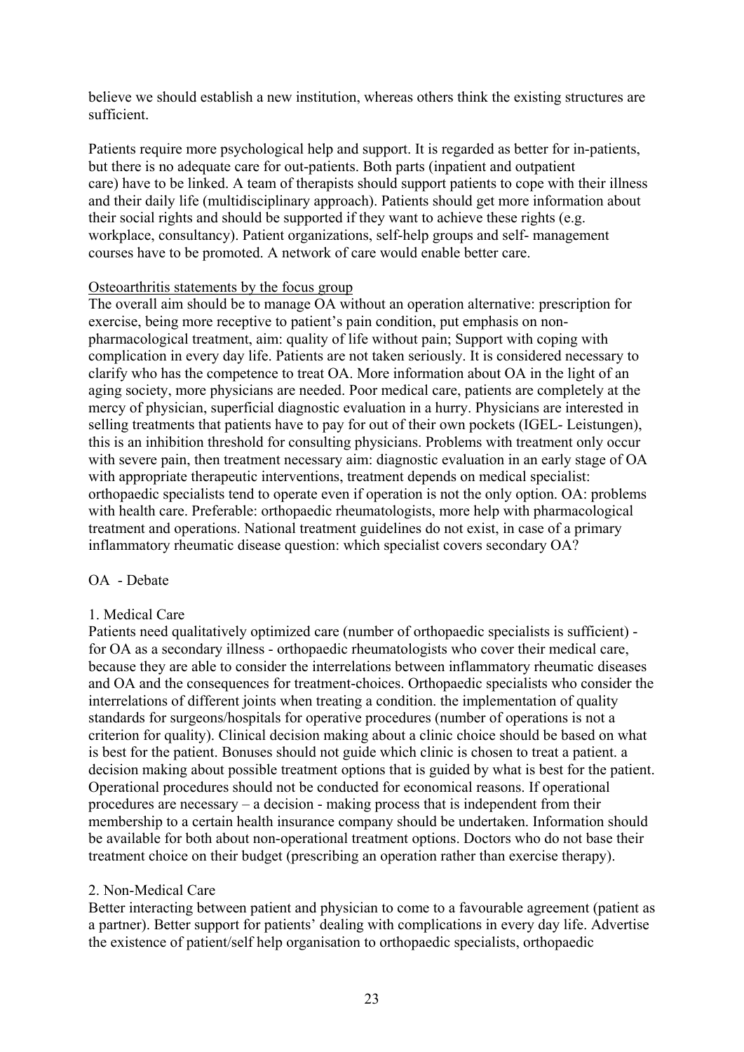believe we should establish a new institution, whereas others think the existing structures are sufficient.

Patients require more psychological help and support. It is regarded as better for in-patients, but there is no adequate care for out-patients. Both parts (inpatient and outpatient care) have to be linked. A team of therapists should support patients to cope with their illness and their daily life (multidisciplinary approach). Patients should get more information about their social rights and should be supported if they want to achieve these rights (e.g. workplace, consultancy). Patient organizations, self-help groups and self- management courses have to be promoted. A network of care would enable better care.

<u>Osteoarthritis statements by the focus group</u>

The overall aim should be to manage OA without an operation alternative: prescription for exercise, being more receptive to patient's pain condition, put emphasis on non-pharmacological treatment, aim: quality of life without pain; Support with coping with complication in every day life. Patients are not taken seriously. It is considered necessary to clarify who has the competence to treat OA. More information about OA in the light of an aging society, more physicians are needed. Poor medical care, patients are completely at the mercy of physician, superficial diagnostic evaluation in a hurry. Physicians are interested in selling treatments that patients have to pay for out of their own pockets (IGEL- Leistungen), this is an inhibition threshold for consulting physicians. Problems with treatment only occur with severe pain, then treatment necessary aim: diagnostic evaluation in an early stage of OA with appropriate therapeutic interventions, treatment depends on medical specialist: orthopaedic specialists tend to operate even if operation is not the only option. OA: problems with health care. Preferable: orthopaedic rheumatologists, more help with pharmacological treatment and operations. National treatment guidelines do not exist, in case of a primary inflammatory rheumatic disease question: which specialist covers secondary OA?

OA - Debate

1. Medical Care

Patients need qualitatively optimized care (number of orthopaedic specialists is sufficient) - for OA as a secondary illness - orthopaedic rheumatologists who cover their medical care, because they are able to consider the interrelations between inflammatory rheumatic diseases and OA and the consequences for treatment-choices. Orthopaedic specialists who consider the interrelations of different joints when treating a condition. the implementation of quality standards for surgeons/hospitals for operative procedures (number of operations is not a criterion for quality). Clinical decision making about a clinic choice should be based on what is best for the patient. Bonuses should not guide which clinic is chosen to treat a patient. a decision making about possible treatment options that is guided by what is best for the patient. Operational procedures should not be conducted for economical reasons. If operational procedures are necessary – a decision - making process that is independent from their membership to a certain health insurance company should be undertaken. Information should be available for both about non-operational treatment options. Doctors who do not base their treatment choice on their budget (prescribing an operation rather than exercise therapy).

2. Non-Medical Care

Better interacting between patient and physician to come to a favourable agreement (patient as a partner). Better support for patients' dealing with complications in every day life. Advertise the existence of patient/self help organisation to orthopaedic specialists, orthopaedic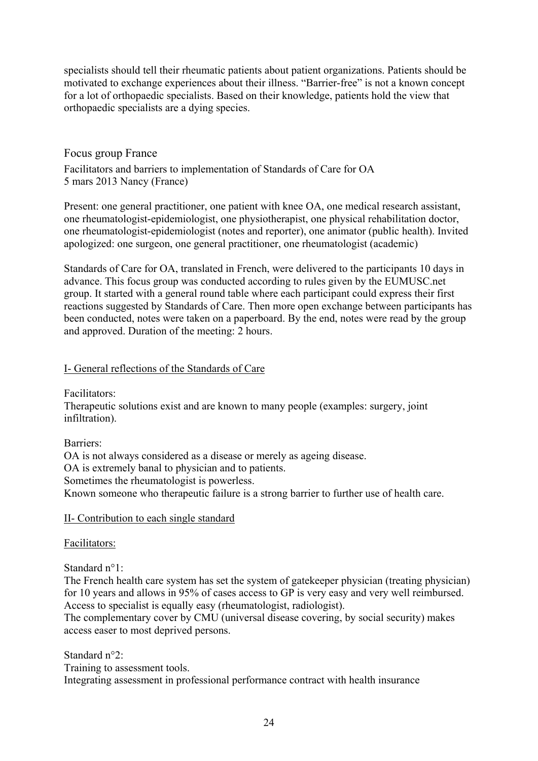specialists should tell their rheumatic patients about patient organizations. Patients should be motivated to exchange experiences about their illness. "Barrier-free" is not a known concept for a lot of orthopaedic specialists. Based on their knowledge, patients hold the view that orthopaedic specialists are a dying species.

## Focus group France

Facilitators and barriers to implementation of Standards of Care for OA
5 mars 2013 Nancy (France)

Present: one general practitioner, one patient with knee OA, one medical research assistant, one rheumatologist-epidemiologist, one physiotherapist, one physical rehabilitation doctor, one rheumatologist-epidemiologist (notes and reporter), one animator (public health). Invited apologized: one surgeon, one general practitioner, one rheumatologist (academic)

Standards of Care for OA, translated in French, were delivered to the participants 10 days in advance. This focus group was conducted according to rules given by the EUMUSC.net group. It started with a general round table where each participant could express their first reactions suggested by Standards of Care. Then more open exchange between participants has been conducted, notes were taken on a paperboard. By the end, notes were read by the group and approved. Duration of the meeting: 2 hours.

### I- General reflections of the Standards of Care

Facilitators:
Therapeutic solutions exist and are known to many people (examples: surgery, joint infiltration).

Barriers:
OA is not always considered as a disease or merely as ageing disease.
OA is extremely banal to physician and to patients.
Sometimes the rheumatologist is powerless.
Known someone who therapeutic failure is a strong barrier to further use of health care.

### II- Contribution to each single standard

Facilitators:

Standard n°1:
The French health care system has set the system of gatekeeper physician (treating physician) for 10 years and allows in 95% of cases access to GP is very easy and very well reimbursed. Access to specialist is equally easy (rheumatologist, radiologist).
The complementary cover by CMU (universal disease covering, by social security) makes access easer to most deprived persons.

Standard n°2:
Training to assessment tools.
Integrating assessment in professional performance contract with health insurance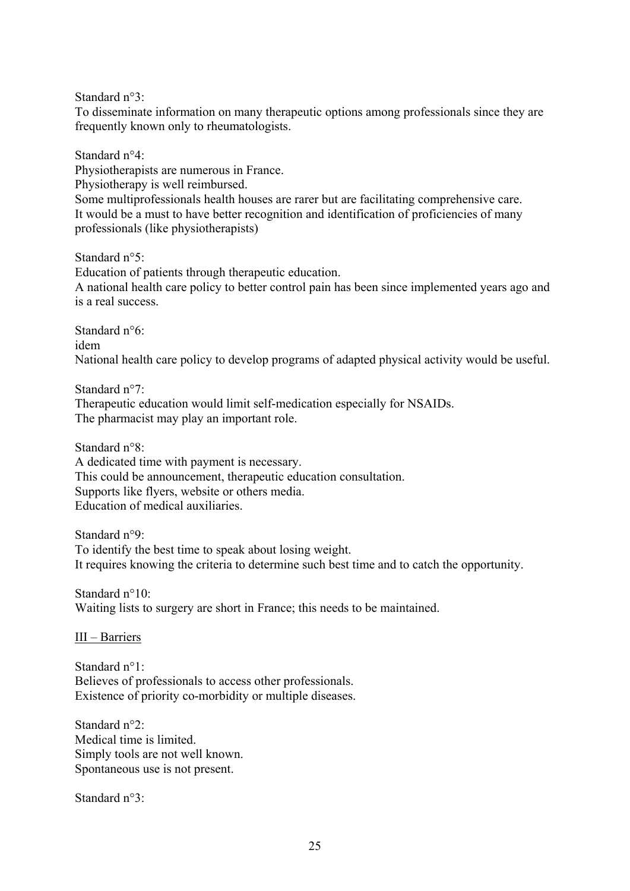Standard n°3:
To disseminate information on many therapeutic options among professionals since they are frequently known only to rheumatologists.

Standard n°4:
Physiotherapists are numerous in France.
Physiotherapy is well reimbursed.
Some multiprofessionals health houses are rarer but are facilitating comprehensive care.
It would be a must to have better recognition and identification of proficiencies of many professionals (like physiotherapists)

Standard n°5:
Education of patients through therapeutic education.
A national health care policy to better control pain has been since implemented years ago and is a real success.

Standard n°6:
idem
National health care policy to develop programs of adapted physical activity would be useful.

Standard n°7:
Therapeutic education would limit self-medication especially for NSAIDs.
The pharmacist may play an important role.

Standard n°8:
A dedicated time with payment is necessary.
This could be announcement, therapeutic education consultation.
Supports like flyers, website or others media.
Education of medical auxiliaries.

Standard n°9:
To identify the best time to speak about losing weight.
It requires knowing the criteria to determine such best time and to catch the opportunity.

Standard n°10:
Waiting lists to surgery are short in France; this needs to be maintained.

III – Barriers

Standard n°1:
Believes of professionals to access other professionals.
Existence of priority co-morbidity or multiple diseases.

Standard n°2:
Medical time is limited.
Simply tools are not well known.
Spontaneous use is not present.

Standard n°3: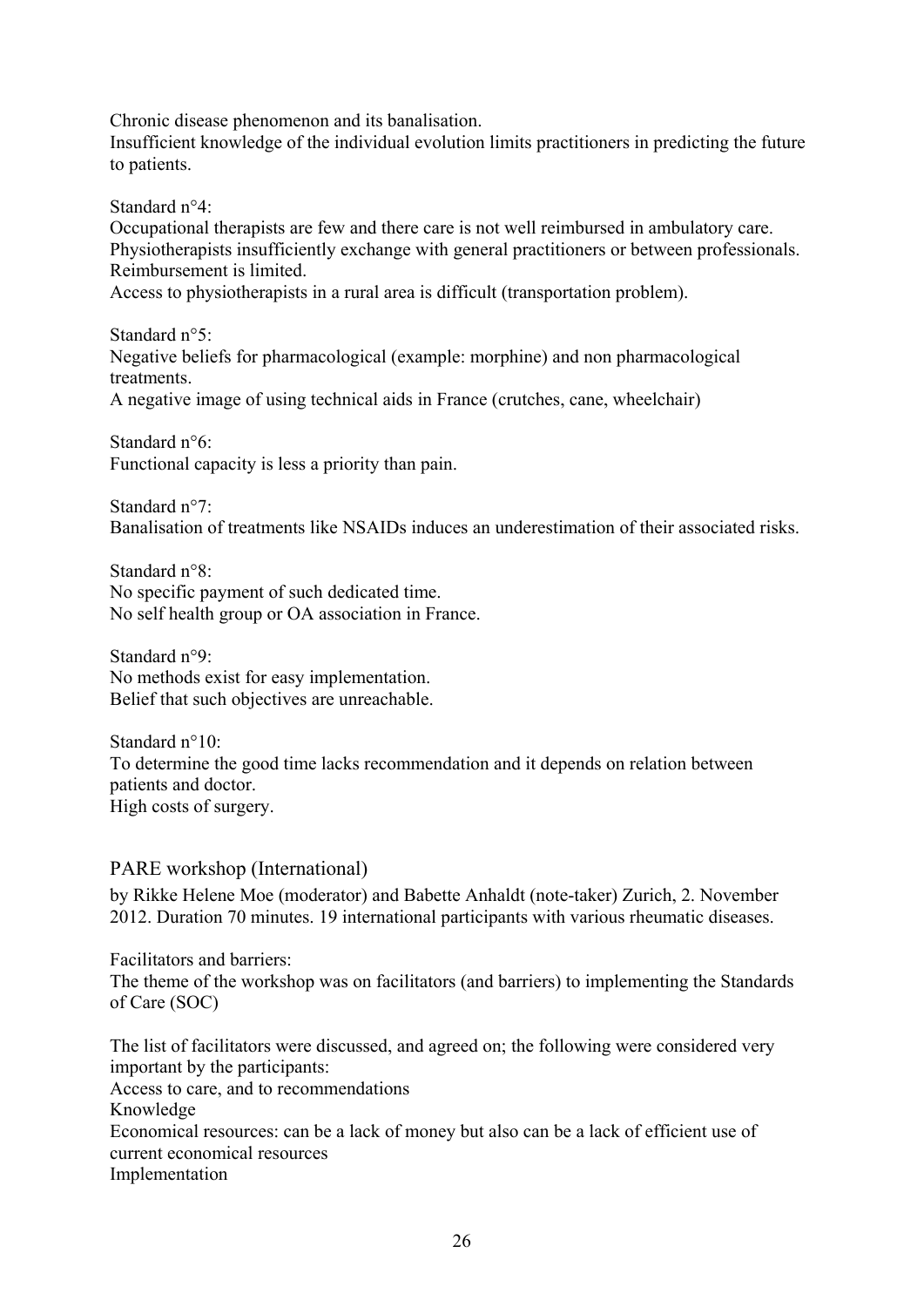Chronic disease phenomenon and its banalisation.
Insufficient knowledge of the individual evolution limits practitioners in predicting the future to patients.

Standard n°4:
Occupational therapists are few and there care is not well reimbursed in ambulatory care.
Physiotherapists insufficiently exchange with general practitioners or between professionals. Reimbursement is limited.
Access to physiotherapists in a rural area is difficult (transportation problem).

Standard n°5:
Negative beliefs for pharmacological (example: morphine) and non pharmacological treatments.
A negative image of using technical aids in France (crutches, cane, wheelchair)

Standard n°6:
Functional capacity is less a priority than pain.

Standard n°7:
Banalisation of treatments like NSAIDs induces an underestimation of their associated risks.

Standard n°8:
No specific payment of such dedicated time.
No self health group or OA association in France.

Standard n°9:
No methods exist for easy implementation.
Belief that such objectives are unreachable.

Standard n°10:
To determine the good time lacks recommendation and it depends on relation between patients and doctor.
High costs of surgery.

## PARE workshop (International)

by Rikke Helene Moe (moderator) and Babette Anhaldt (note-taker) Zurich, 2. November 2012. Duration 70 minutes. 19 international participants with various rheumatic diseases.

Facilitators and barriers:
The theme of the workshop was on facilitators (and barriers) to implementing the Standards of Care (SOC)

The list of facilitators were discussed, and agreed on; the following were considered very important by the participants:
Access to care, and to recommendations
Knowledge
Economical resources: can be a lack of money but also can be a lack of efficient use of current economical resources
Implementation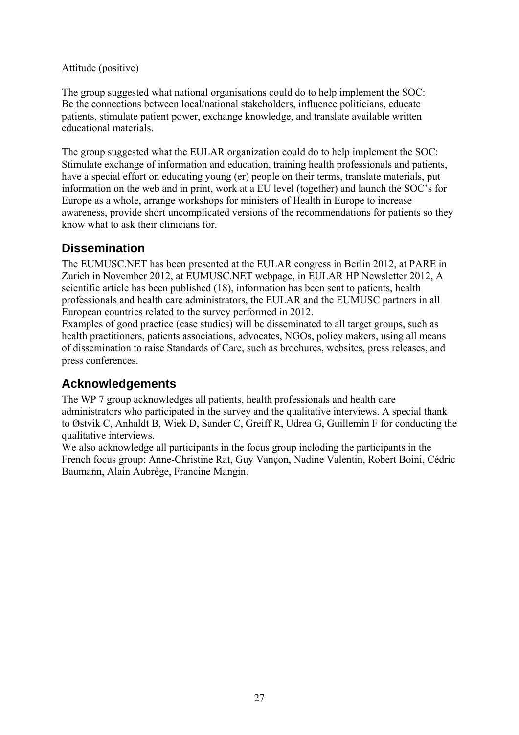Attitude (positive)

The group suggested what national organisations could do to help implement the SOC: Be the connections between local/national stakeholders, influence politicians, educate patients, stimulate patient power, exchange knowledge, and translate available written educational materials.

The group suggested what the EULAR organization could do to help implement the SOC: Stimulate exchange of information and education, training health professionals and patients, have a special effort on educating young (er) people on their terms, translate materials, put information on the web and in print, work at a EU level (together) and launch the SOC's for Europe as a whole, arrange workshops for ministers of Health in Europe to increase awareness, provide short uncomplicated versions of the recommendations for patients so they know what to ask their clinicians for.

## Dissemination

The EUMUSC.NET has been presented at the EULAR congress in Berlin 2012, at PARE in Zurich in November 2012, at EUMUSC.NET webpage, in EULAR HP Newsletter 2012, A scientific article has been published (18), information has been sent to patients, health professionals and health care administrators, the EULAR and the EUMUSC partners in all European countries related to the survey performed in 2012.
Examples of good practice (case studies) will be disseminated to all target groups, such as health practitioners, patients associations, advocates, NGOs, policy makers, using all means of dissemination to raise Standards of Care, such as brochures, websites, press releases, and press conferences.

## Acknowledgements

The WP 7 group acknowledges all patients, health professionals and health care administrators who participated in the survey and the qualitative interviews. A special thank to Østvik C, Anhaldt B, Wiek D, Sander C, Greiff R, Udrea G, Guillemin F for conducting the qualitative interviews.
We also acknowledge all participants in the focus group inclding the participants in the French focus group: Anne-Christine Rat, Guy Vançon, Nadine Valentin, Robert Boini, Cédric Baumann, Alain Aubrège, Francine Mangin.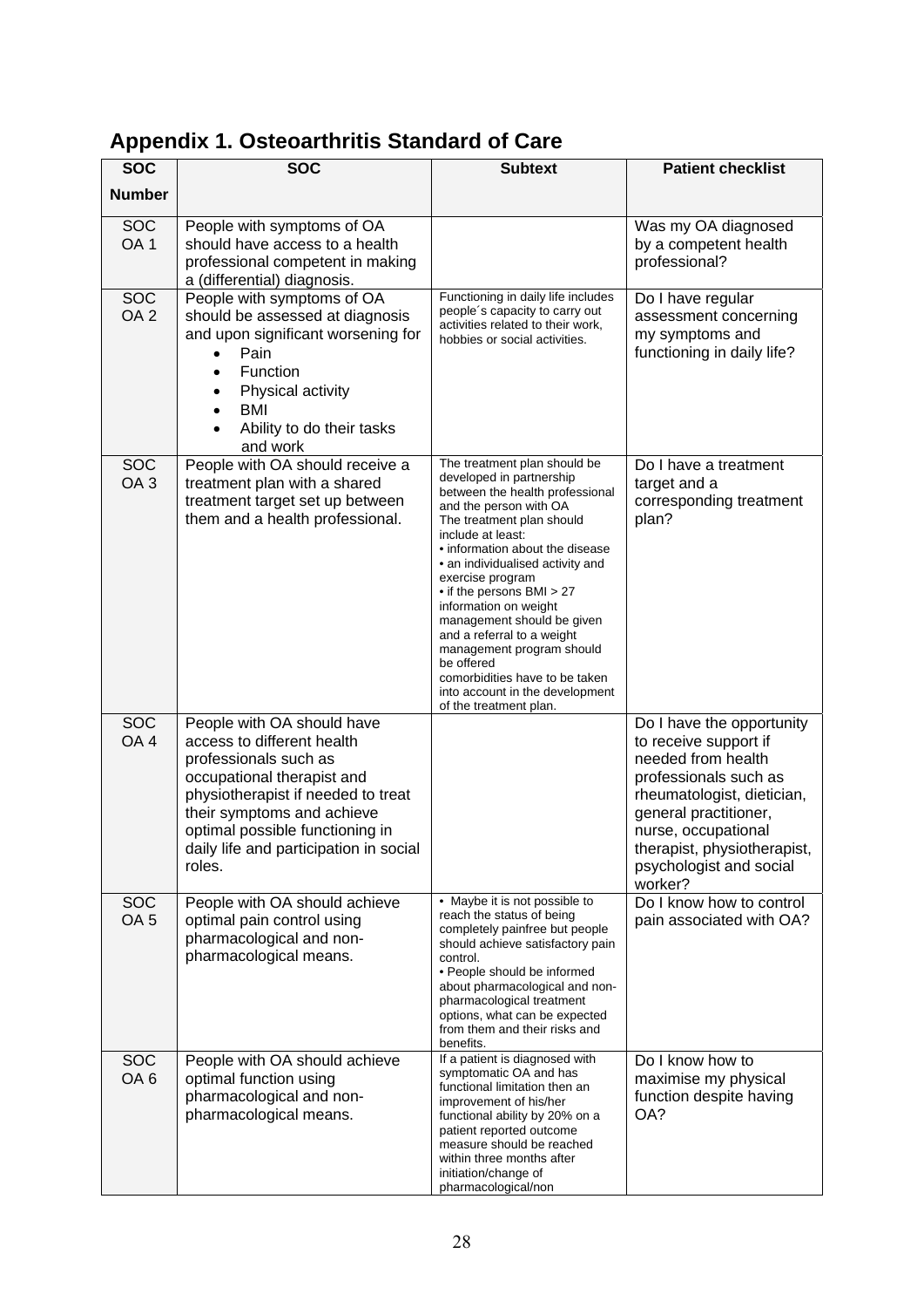# Appendix 1. Osteoarthritis Standard of Care

| SOC Number | SOC | Subtext | Patient checklist |
|---|---|---|---|
| SOC OA 1 | People with symptoms of OA should have access to a health professional competent in making a (differential) diagnosis. | | Was my OA diagnosed by a competent health professional? |
| SOC OA 2 | People with symptoms of OA should be assessed at diagnosis and upon significant worsening for<br>• Pain<br>• Function<br>• Physical activity<br>• BMI<br>• Ability to do their tasks and work | Functioning in daily life includes people´s capacity to carry out activities related to their work, hobbies or social activities. | Do I have regular assessment concerning my symptoms and functioning in daily life? |
| SOC OA 3 | People with OA should receive a treatment plan with a shared treatment target set up between them and a health professional. | The treatment plan should be developed in partnership between the health professional and the person with OA<br>The treatment plan should include at least:<br>• information about the disease<br>• an individualised activity and exercise program<br>• if the persons BMI > 27 information on weight management should be given and a referral to a weight management program should be offered<br>comorbidities have to be taken into account in the development of the treatment plan. | Do I have a treatment target and a corresponding treatment plan? |
| SOC OA 4 | People with OA should have access to different health professionals such as occupational therapist and physiotherapist if needed to treat their symptoms and achieve optimal possible functioning in daily life and participation in social roles. | | Do I have the opportunity to receive support if needed from health professionals such as rheumatologist, dietician, general practitioner, nurse, occupational therapist, physiotherapist, psychologist and social worker? |
| SOC OA 5 | People with OA should achieve optimal pain control using pharmacological and non-pharmacological means. | • Maybe it is not possible to reach the status of being completely painfree but people should achieve satisfactory pain control.<br>• People should be informed about pharmacological and non-pharmacological treatment options, what can be expected from them and their risks and benefits. | Do I know how to control pain associated with OA? |
| SOC OA 6 | People with OA should achieve optimal function using pharmacological and non-pharmacological means. | If a patient is diagnosed with symptomatic OA and has functional limitation then an improvement of his/her functional ability by 20% on a patient reported outcome measure should be reached within three months after initiation/change of pharmacological/non | Do I know how to maximise my physical function despite having OA? |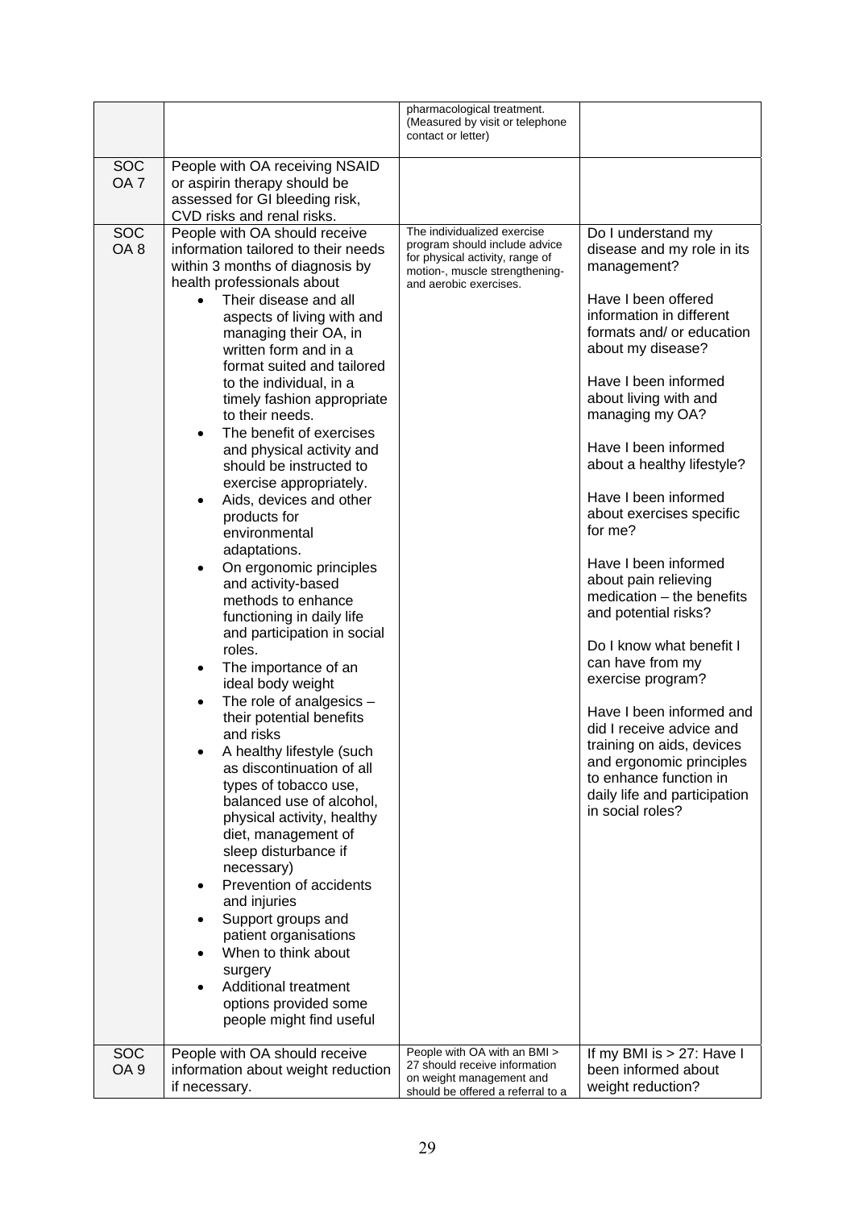| | | | |
|---|---|---|---|
| | | pharmacological treatment. (Measured by visit or telephone contact or letter) | |
| SOC OA 7 | People with OA receiving NSAID or aspirin therapy should be assessed for GI bleeding risk, CVD risks and renal risks. | | |
| SOC OA 8 | People with OA should receive information tailored to their needs within 3 months of diagnosis by health professionals about<br>• Their disease and all aspects of living with and managing their OA, in written form and in a format suited and tailored to the individual, in a timely fashion appropriate to their needs.<br>• The benefit of exercises and physical activity and should be instructed to exercise appropriately.<br>• Aids, devices and other products for environmental adaptations.<br>• On ergonomic principles and activity-based methods to enhance functioning in daily life and participation in social roles.<br>• The importance of an ideal body weight<br>• The role of analgesics – their potential benefits and risks<br>• A healthy lifestyle (such as discontinuation of all types of tobacco use, balanced use of alcohol, physical activity, healthy diet, management of sleep disturbance if necessary)<br>• Prevention of accidents and injuries<br>• Support groups and patient organisations<br>• When to think about surgery<br>• Additional treatment options provided some people might find useful | The individualized exercise program should include advice for physical activity, range of motion-, muscle strengthening- and aerobic exercises. | Do I understand my disease and my role in its management?<br><br>Have I been offered information in different formats and/ or education about my disease?<br><br>Have I been informed about living with and managing my OA?<br><br>Have I been informed about a healthy lifestyle?<br><br>Have I been informed about exercises specific for me?<br><br>Have I been informed about pain relieving medication – the benefits and potential risks?<br><br>Do I know what benefit I can have from my exercise program?<br><br>Have I been informed and did I receive advice and training on aids, devices and ergonomic principles to enhance function in daily life and participation in social roles? |
| SOC OA 9 | People with OA should receive information about weight reduction if necessary. | People with OA with an BMI > 27 should receive information on weight management and should be offered a referral to a | If my BMI is > 27: Have I been informed about weight reduction? |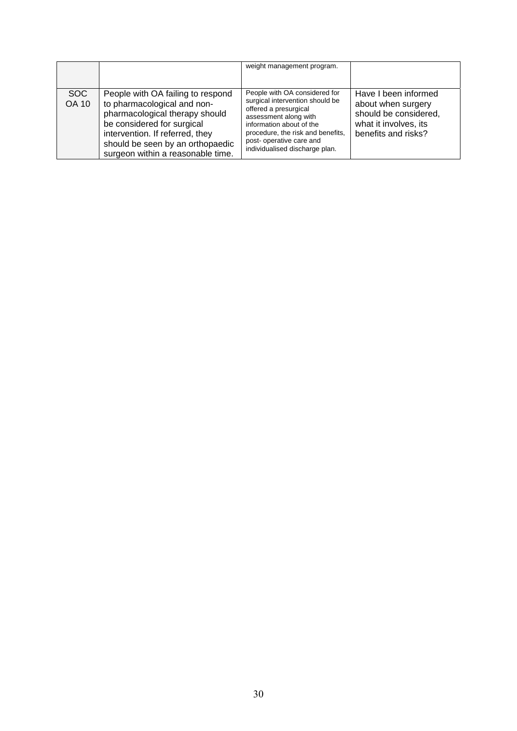| | | | |
|---|---|---|---|
| | | weight management program. | |
| SOC OA 10 | People with OA failing to respond to pharmacological and non-pharmacological therapy should be considered for surgical intervention. If referred, they should be seen by an orthopaedic surgeon within a reasonable time. | People with OA considered for surgical intervention should be offered a presurgical assessment along with information about of the procedure, the risk and benefits, post- operative care and individualised discharge plan. | Have I been informed about when surgery should be considered, what it involves, its benefits and risks? |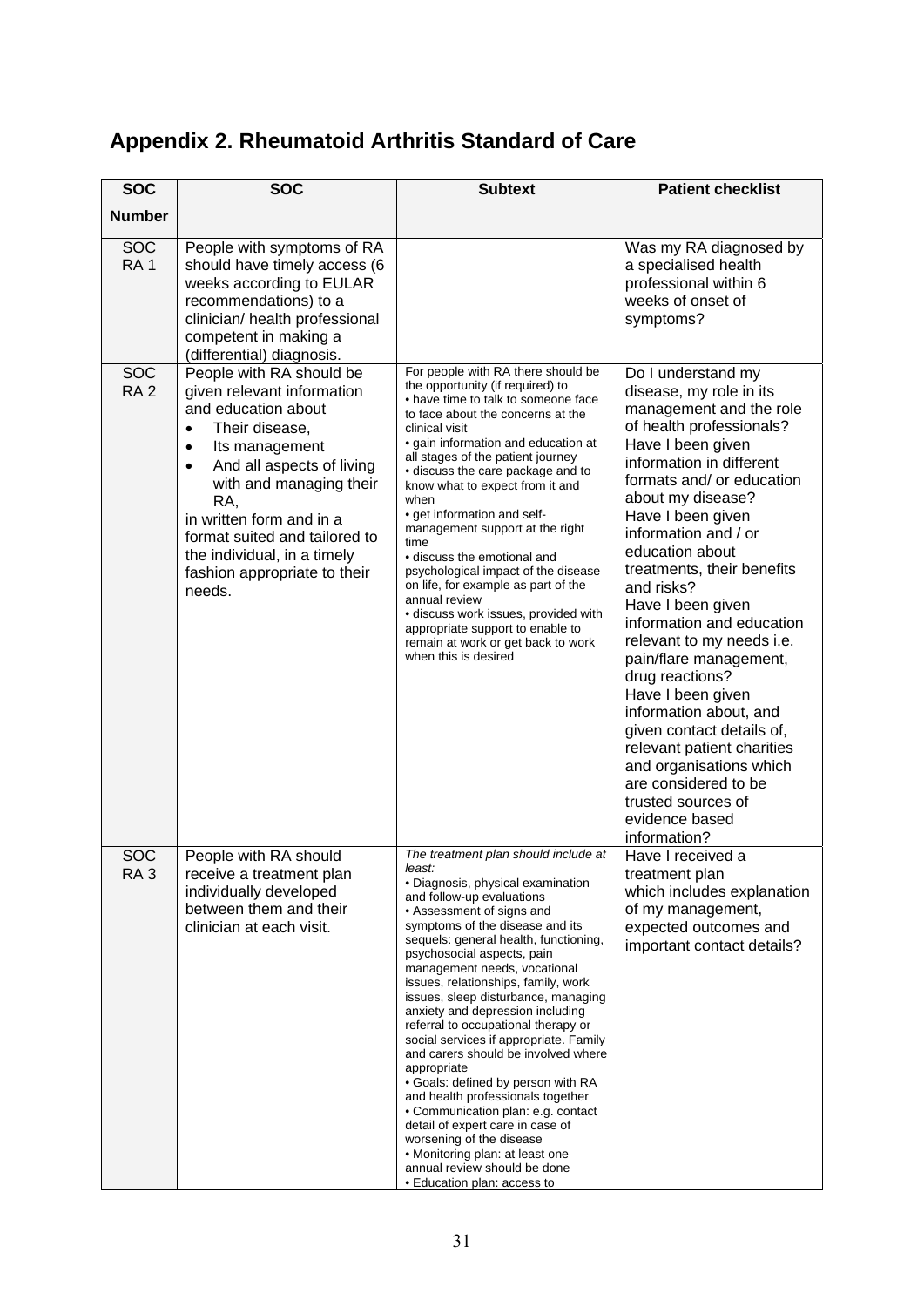## Appendix 2. Rheumatoid Arthritis Standard of Care

| SOC Number | SOC | Subtext | Patient checklist |
|---|---|---|---|
| SOC RA 1 | People with symptoms of RA should have timely access (6 weeks according to EULAR recommendations) to a clinician/ health professional competent in making a (differential) diagnosis. | | Was my RA diagnosed by a specialised health professional within 6 weeks of onset of symptoms? |
| SOC RA 2 | People with RA should be given relevant information and education about<br>• Their disease,<br>• Its management<br>• And all aspects of living with and managing their RA,<br>in written form and in a format suited and tailored to the individual, in a timely fashion appropriate to their needs. | For people with RA there should be the opportunity (if required) to<br>• have time to talk to someone face to face about the concerns at the clinical visit<br>• gain information and education at all stages of the patient journey<br>• discuss the care package and to know what to expect from it and when<br>• get information and self-management support at the right time<br>• discuss the emotional and psychological impact of the disease on life, for example as part of the annual review<br>• discuss work issues, provided with appropriate support to enable to remain at work or get back to work when this is desired | Do I understand my disease, my role in its management and the role of health professionals?<br>Have I been given information in different formats and/ or education about my disease?<br>Have I been given information and / or education about treatments, their benefits and risks?<br>Have I been given information and education relevant to my needs i.e. pain/flare management, drug reactions?<br>Have I been given information about, and given contact details of, relevant patient charities and organisations which are considered to be trusted sources of evidence based information? |
| SOC RA 3 | People with RA should receive a treatment plan individually developed between them and their clinician at each visit. | *The treatment plan should include at least:*<br>• Diagnosis, physical examination and follow-up evaluations<br>• Assessment of signs and symptoms of the disease and its sequels: general health, functioning, psychosocial aspects, pain management needs, vocational issues, relationships, family, work issues, sleep disturbance, managing anxiety and depression including referral to occupational therapy or social services if appropriate. Family and carers should be involved where appropriate<br>• Goals: defined by person with RA and health professionals together<br>• Communication plan: e.g. contact detail of expert care in case of worsening of the disease<br>• Monitoring plan: at least one annual review should be done<br>• Education plan: access to | Have I received a treatment plan which includes explanation of my management, expected outcomes and important contact details? |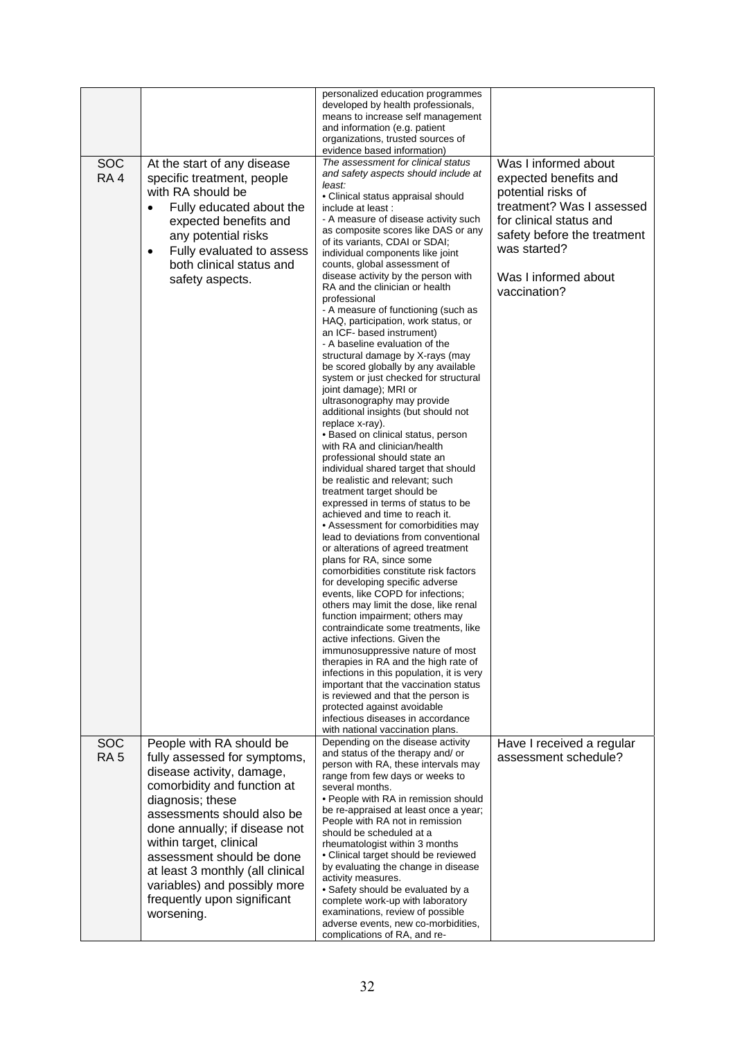| | | | |
|---|---|---|---|
| | | personalized education programmes developed by health professionals, means to increase self management and information (e.g. patient organizations, trusted sources of evidence based information) | |
| SOC RA 4 | At the start of any disease specific treatment, people with RA should be<br>• Fully educated about the expected benefits and any potential risks<br>• Fully evaluated to assess both clinical status and safety aspects. | *The assessment for clinical status and safety aspects should include at least:*<br>• Clinical status appraisal should include at least :<br>- A measure of disease activity such as composite scores like DAS or any of its variants, CDAI or SDAI; individual components like joint counts, global assessment of disease activity by the person with RA and the clinician or health professional<br>- A measure of functioning (such as HAQ, participation, work status, or an ICF- based instrument)<br>- A baseline evaluation of the structural damage by X-rays (may be scored globally by any available system or just checked for structural joint damage); MRI or ultrasonography may provide additional insights (but should not replace x-ray).<br>• Based on clinical status, person with RA and clinician/health professional should state an individual shared target that should be realistic and relevant; such treatment target should be expressed in terms of status to be achieved and time to reach it.<br>• Assessment for comorbidities may lead to deviations from conventional or alterations of agreed treatment plans for RA, since some comorbidities constitute risk factors for developing specific adverse events, like COPD for infections; others may limit the dose, like renal function impairment; others may contraindicate some treatments, like active infections. Given the immunosuppressive nature of most therapies in RA and the high rate of infections in this population, it is very important that the vaccination status is reviewed and that the person is protected against avoidable infectious diseases in accordance with national vaccination plans. | Was I informed about expected benefits and potential risks of treatment? Was I assessed for clinical status and safety before the treatment was started?<br><br>Was I informed about vaccination? |
| SOC RA 5 | People with RA should be fully assessed for symptoms, disease activity, damage, comorbidity and function at diagnosis; these assessments should also be done annually; if disease not within target, clinical assessment should be done at least 3 monthly (all clinical variables) and possibly more frequently upon significant worsening. | Depending on the disease activity and status of the therapy and/ or person with RA, these intervals may range from few days or weeks to several months.<br>• People with RA in remission should be re-appraised at least once a year; People with RA not in remission should be scheduled at a rheumatologist within 3 months<br>• Clinical target should be reviewed by evaluating the change in disease activity measures.<br>• Safety should be evaluated by a complete work-up with laboratory examinations, review of possible adverse events, new co-morbidities, complications of RA, and re- | Have I received a regular assessment schedule? |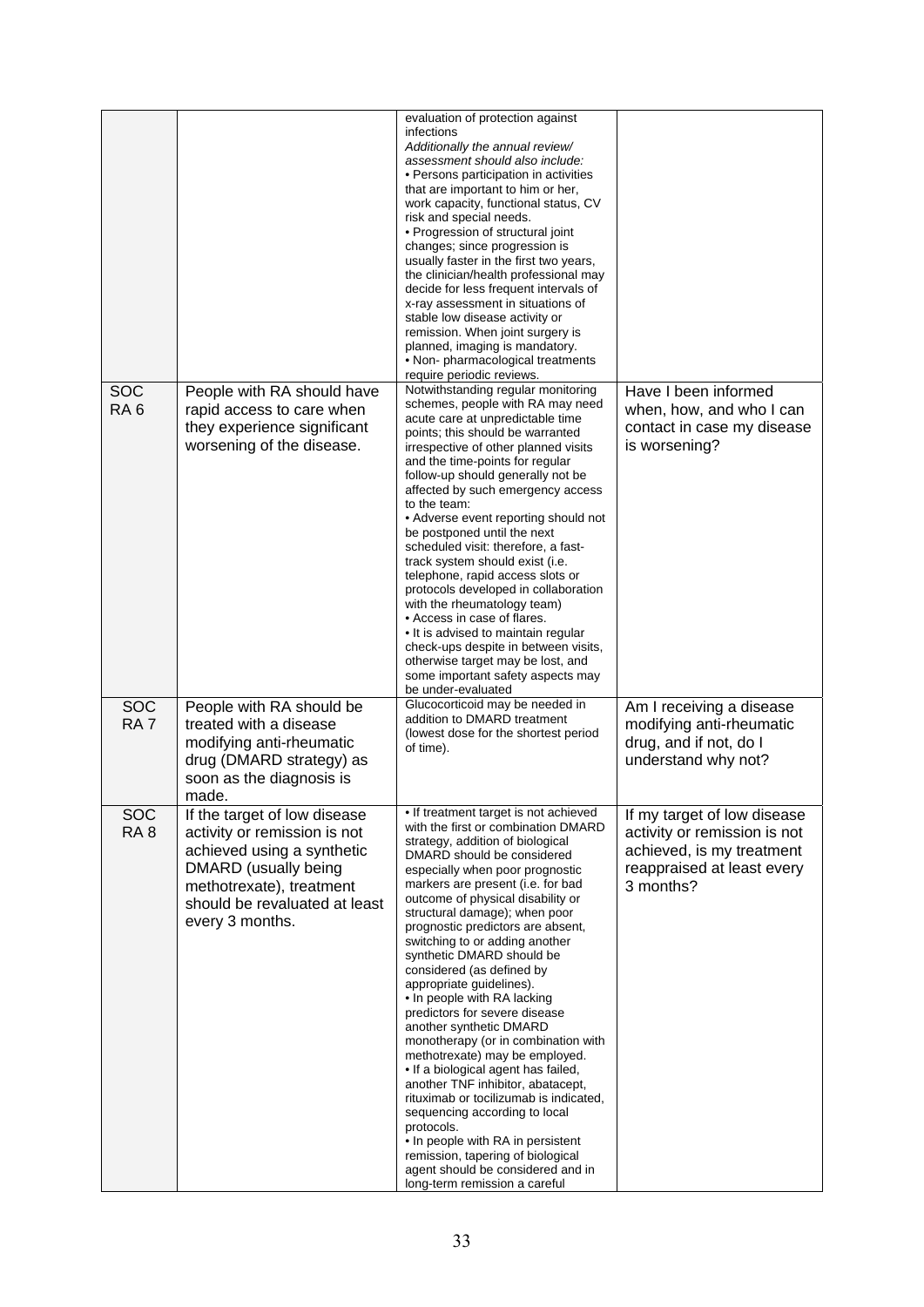| | | | |
|---|---|---|---|
| | | evaluation of protection against infections *Additionally the annual review/ assessment should also include:* • Persons participation in activities that are important to him or her, work capacity, functional status, CV risk and special needs. • Progression of structural joint changes; since progression is usually faster in the first two years, the clinician/health professional may decide for less frequent intervals of x-ray assessment in situations of stable low disease activity or remission. When joint surgery is planned, imaging is mandatory. • Non- pharmacological treatments require periodic reviews. | |
| SOC RA 6 | People with RA should have rapid access to care when they experience significant worsening of the disease. | Notwithstanding regular monitoring schemes, people with RA may need acute care at unpredictable time points; this should be warranted irrespective of other planned visits and the time-points for regular follow-up should generally not be affected by such emergency access to the team: • Adverse event reporting should not be postponed until the next scheduled visit: therefore, a fast-track system should exist (i.e. telephone, rapid access slots or protocols developed in collaboration with the rheumatology team) • Access in case of flares. • It is advised to maintain regular check-ups despite in between visits, otherwise target may be lost, and some important safety aspects may be under-evaluated | Have I been informed when, how, and who I can contact in case my disease is worsening? |
| SOC RA 7 | People with RA should be treated with a disease modifying anti-rheumatic drug (DMARD strategy) as soon as the diagnosis is made. | Glucocorticoid may be needed in addition to DMARD treatment (lowest dose for the shortest period of time). | Am I receiving a disease modifying anti-rheumatic drug, and if not, do I understand why not? |
| SOC RA 8 | If the target of low disease activity or remission is not achieved using a synthetic DMARD (usually being methotrexate), treatment should be revaluated at least every 3 months. | • If treatment target is not achieved with the first or combination DMARD strategy, addition of biological DMARD should be considered especially when poor prognostic markers are present (i.e. for bad outcome of physical disability or structural damage); when poor prognostic predictors are absent, switching to or adding another synthetic DMARD should be considered (as defined by appropriate guidelines). • In people with RA lacking predictors for severe disease another synthetic DMARD monotherapy (or in combination with methotrexate) may be employed. • If a biological agent has failed, another TNF inhibitor, abatacept, rituximab or tocilizumab is indicated, sequencing according to local protocols. • In people with RA in persistent remission, tapering of biological agent should be considered and in long-term remission a careful | If my target of low disease activity or remission is not achieved, is my treatment reappraised at least every 3 months? |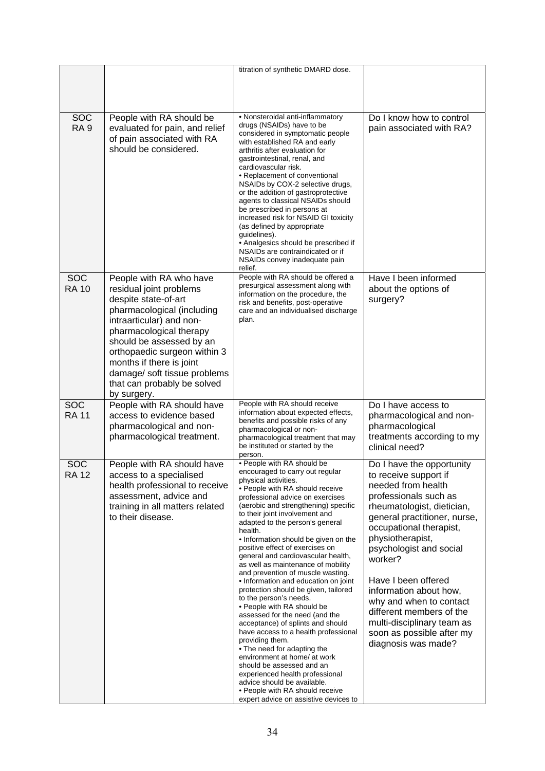|  |  | titration of synthetic DMARD dose. |  |
|---|---|---|---|
| SOC RA 9 | People with RA should be evaluated for pain, and relief of pain associated with RA should be considered. | • Nonsteroidal anti-inflammatory drugs (NSAIDs) have to be considered in symptomatic people with established RA and early arthritis after evaluation for gastrointestinal, renal, and cardiovascular risk.<br>• Replacement of conventional NSAIDs by COX-2 selective drugs, or the addition of gastroprotective agents to classical NSAIDs should be prescribed in persons at increased risk for NSAID GI toxicity (as defined by appropriate guidelines).<br>• Analgesics should be prescribed if NSAIDs are contraindicated or if NSAIDs convey inadequate pain relief. | Do I know how to control pain associated with RA? |
| SOC RA 10 | People with RA who have residual joint problems despite state-of-art pharmacological (including intraarticular) and non-pharmacological therapy should be assessed by an orthopaedic surgeon within 3 months if there is joint damage/ soft tissue problems that can probably be solved by surgery. | People with RA should be offered a presurgical assessment along with information on the procedure, the risk and benefits, post-operative care and an individualised discharge plan. | Have I been informed about the options of surgery? |
| SOC RA 11 | People with RA should have access to evidence based pharmacological and non-pharmacological treatment. | People with RA should receive information about expected effects, benefits and possible risks of any pharmacological or non-pharmacological treatment that may be instituted or started by the person. | Do I have access to pharmacological and non-pharmacological treatments according to my clinical need? |
| SOC RA 12 | People with RA should have access to a specialised health professional to receive assessment, advice and training in all matters related to their disease. | • People with RA should be encouraged to carry out regular physical activities.<br>• People with RA should receive professional advice on exercises (aerobic and strengthening) specific to their joint involvement and adapted to the person's general health.<br>• Information should be given on the positive effect of exercises on general and cardiovascular health, as well as maintenance of mobility and prevention of muscle wasting.<br>• Information and education on joint protection should be given, tailored to the person's needs.<br>• People with RA should be assessed for the need (and the acceptance) of splints and should have access to a health professional providing them.<br>• The need for adapting the environment at home/ at work should be assessed and an experienced health professional advice should be available.<br>• People with RA should receive expert advice on assistive devices to | Do I have the opportunity to receive support if needed from health professionals such as rheumatologist, dietician, general practitioner, nurse, occupational therapist, physiotherapist, psychologist and social worker?<br><br>Have I been offered information about how, why and when to contact different members of the multi-disciplinary team as soon as possible after my diagnosis was made? |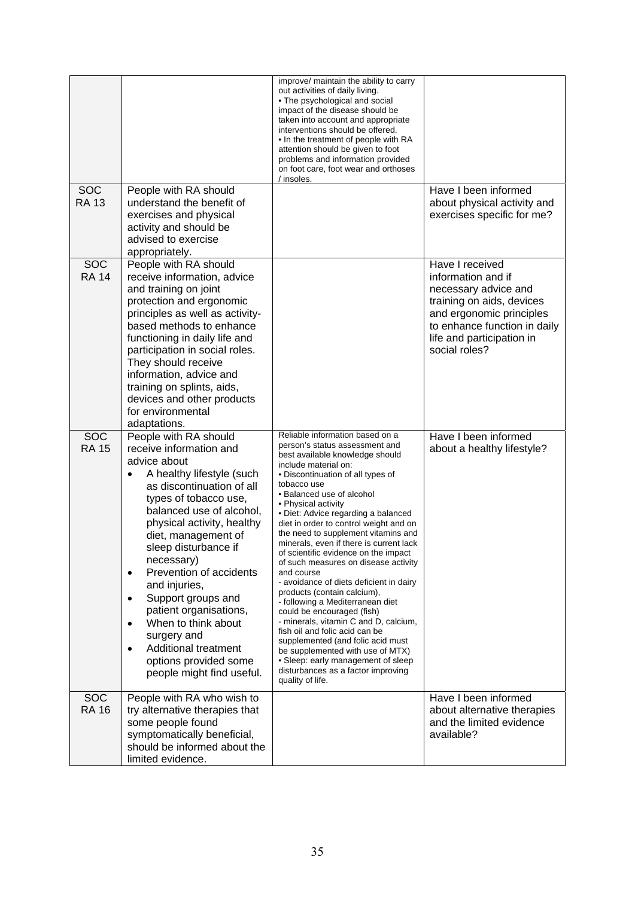| | | | |
|---|---|---|---|
| | | improve/ maintain the ability to carry out activities of daily living.<br>• The psychological and social impact of the disease should be taken into account and appropriate interventions should be offered.<br>• In the treatment of people with RA attention should be given to foot problems and information provided on foot care, foot wear and orthoses / insoles. | |
| SOC RA 13 | People with RA should understand the benefit of exercises and physical activity and should be advised to exercise appropriately. | | Have I been informed about physical activity and exercises specific for me? |
| SOC RA 14 | People with RA should receive information, advice and training on joint protection and ergonomic principles as well as activity-based methods to enhance functioning in daily life and participation in social roles. They should receive information, advice and training on splints, aids, devices and other products for environmental adaptations. | | Have I received information and if necessary advice and training on aids, devices and ergonomic principles to enhance function in daily life and participation in social roles? |
| SOC RA 15 | People with RA should receive information and advice about<br>• A healthy lifestyle (such as discontinuation of all types of tobacco use, balanced use of alcohol, physical activity, healthy diet, management of sleep disturbance if necessary)<br>• Prevention of accidents and injuries,<br>• Support groups and patient organisations,<br>• When to think about surgery and<br>• Additional treatment options provided some people might find useful. | Reliable information based on a person's status assessment and best available knowledge should include material on:<br>• Discontinuation of all types of tobacco use<br>• Balanced use of alcohol<br>• Physical activity<br>• Diet: Advice regarding a balanced diet in order to control weight and on the need to supplement vitamins and minerals, even if there is current lack of scientific evidence on the impact of such measures on disease activity and course<br>- avoidance of diets deficient in dairy products (contain calcium),<br>- following a Mediterranean diet could be encouraged (fish)<br>- minerals, vitamin C and D, calcium, fish oil and folic acid can be supplemented (and folic acid must be supplemented with use of MTX)<br>• Sleep: early management of sleep disturbances as a factor improving quality of life. | Have I been informed about a healthy lifestyle? |
| SOC RA 16 | People with RA who wish to try alternative therapies that some people found symptomatically beneficial, should be informed about the limited evidence. | | Have I been informed about alternative therapies and the limited evidence available? |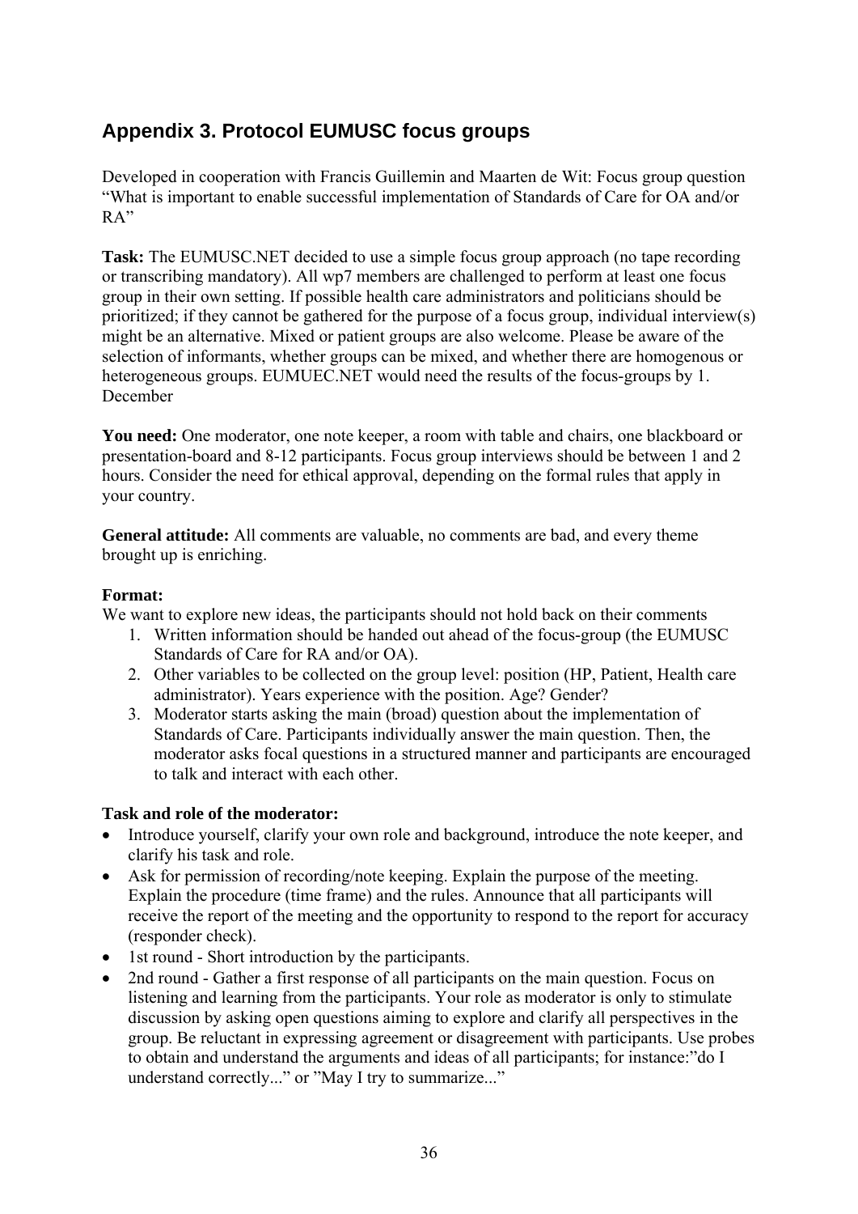## Appendix 3. Protocol EUMUSC focus groups

Developed in cooperation with Francis Guillemin and Maarten de Wit: Focus group question "What is important to enable successful implementation of Standards of Care for OA and/or RA"

**Task:** The EUMUSC.NET decided to use a simple focus group approach (no tape recording or transcribing mandatory). All wp7 members are challenged to perform at least one focus group in their own setting. If possible health care administrators and politicians should be prioritized; if they cannot be gathered for the purpose of a focus group, individual interview(s) might be an alternative. Mixed or patient groups are also welcome. Please be aware of the selection of informants, whether groups can be mixed, and whether there are homogenous or heterogeneous groups. EUMUEC.NET would need the results of the focus-groups by 1. December

**You need:** One moderator, one note keeper, a room with table and chairs, one blackboard or presentation-board and 8-12 participants. Focus group interviews should be between 1 and 2 hours. Consider the need for ethical approval, depending on the formal rules that apply in your country.

**General attitude:** All comments are valuable, no comments are bad, and every theme brought up is enriching.

**Format:**
We want to explore new ideas, the participants should not hold back on their comments

1. Written information should be handed out ahead of the focus-group (the EUMUSC Standards of Care for RA and/or OA).
2. Other variables to be collected on the group level: position (HP, Patient, Health care administrator). Years experience with the position. Age? Gender?
3. Moderator starts asking the main (broad) question about the implementation of Standards of Care. Participants individually answer the main question. Then, the moderator asks focal questions in a structured manner and participants are encouraged to talk and interact with each other.

**Task and role of the moderator:**

- Introduce yourself, clarify your own role and background, introduce the note keeper, and clarify his task and role.
- Ask for permission of recording/note keeping. Explain the purpose of the meeting. Explain the procedure (time frame) and the rules. Announce that all participants will receive the report of the meeting and the opportunity to respond to the report for accuracy (responder check).
- 1st round - Short introduction by the participants.
- 2nd round - Gather a first response of all participants on the main question. Focus on listening and learning from the participants. Your role as moderator is only to stimulate discussion by asking open questions aiming to explore and clarify all perspectives in the group. Be reluctant in expressing agreement or disagreement with participants. Use probes to obtain and understand the arguments and ideas of all participants; for instance:"do I understand correctly..." or "May I try to summarize..."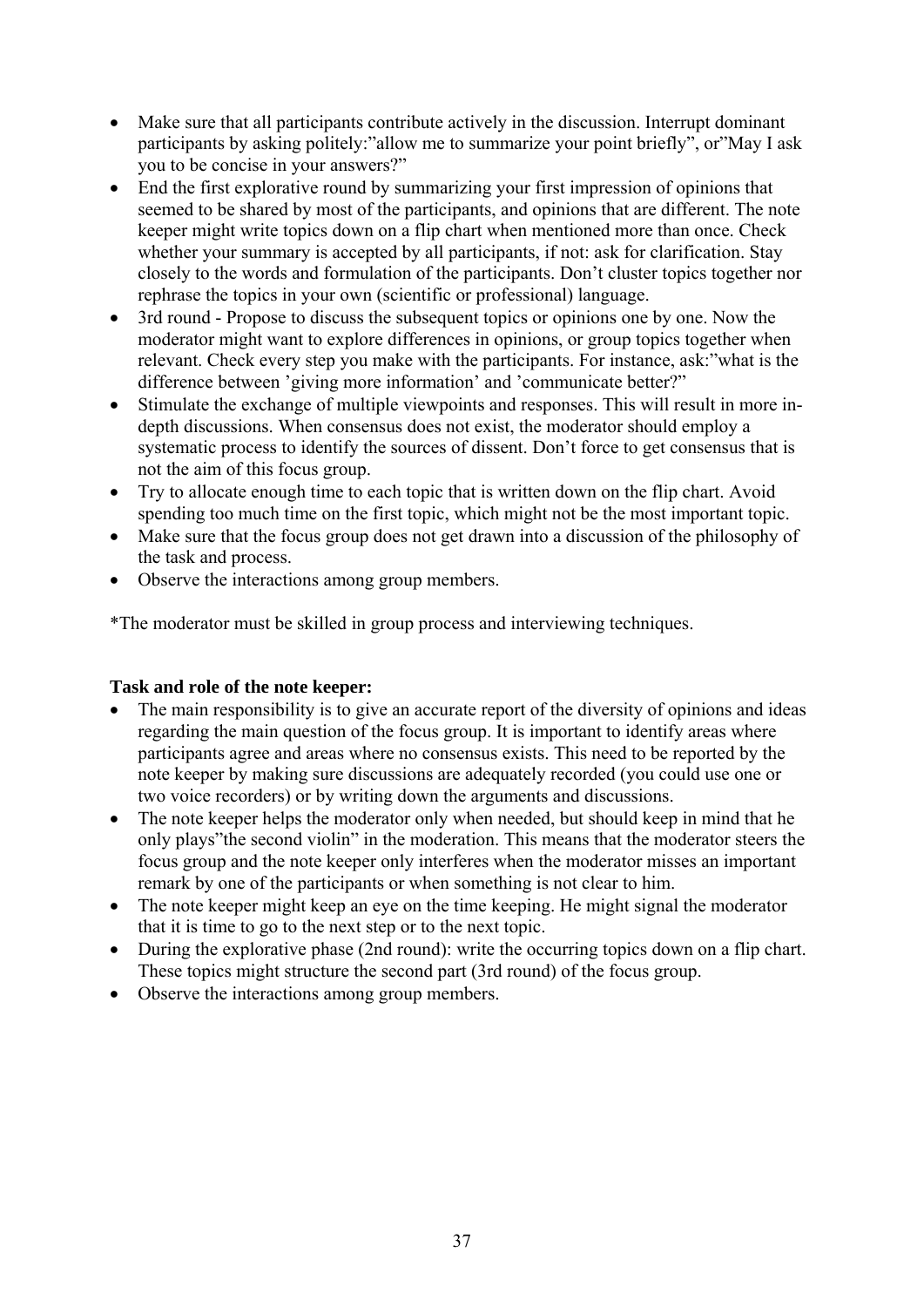- Make sure that all participants contribute actively in the discussion. Interrupt dominant participants by asking politely:"allow me to summarize your point briefly", or"May I ask you to be concise in your answers?"
- End the first explorative round by summarizing your first impression of opinions that seemed to be shared by most of the participants, and opinions that are different. The note keeper might write topics down on a flip chart when mentioned more than once. Check whether your summary is accepted by all participants, if not: ask for clarification. Stay closely to the words and formulation of the participants. Don't cluster topics together nor rephrase the topics in your own (scientific or professional) language.
- 3rd round - Propose to discuss the subsequent topics or opinions one by one. Now the moderator might want to explore differences in opinions, or group topics together when relevant. Check every step you make with the participants. For instance, ask:"what is the difference between 'giving more information' and 'communicate better?"
- Stimulate the exchange of multiple viewpoints and responses. This will result in more in-depth discussions. When consensus does not exist, the moderator should employ a systematic process to identify the sources of dissent. Don't force to get consensus that is not the aim of this focus group.
- Try to allocate enough time to each topic that is written down on the flip chart. Avoid spending too much time on the first topic, which might not be the most important topic.
- Make sure that the focus group does not get drawn into a discussion of the philosophy of the task and process.
- Observe the interactions among group members.

*The moderator must be skilled in group process and interviewing techniques.

**Task and role of the note keeper:**

- The main responsibility is to give an accurate report of the diversity of opinions and ideas regarding the main question of the focus group. It is important to identify areas where participants agree and areas where no consensus exists. This need to be reported by the note keeper by making sure discussions are adequately recorded (you could use one or two voice recorders) or by writing down the arguments and discussions.
- The note keeper helps the moderator only when needed, but should keep in mind that he only plays"the second violin" in the moderation. This means that the moderator steers the focus group and the note keeper only interferes when the moderator misses an important remark by one of the participants or when something is not clear to him.
- The note keeper might keep an eye on the time keeping. He might signal the moderator that it is time to go to the next step or to the next topic.
- During the explorative phase (2nd round): write the occurring topics down on a flip chart. These topics might structure the second part (3rd round) of the focus group.
- Observe the interactions among group members.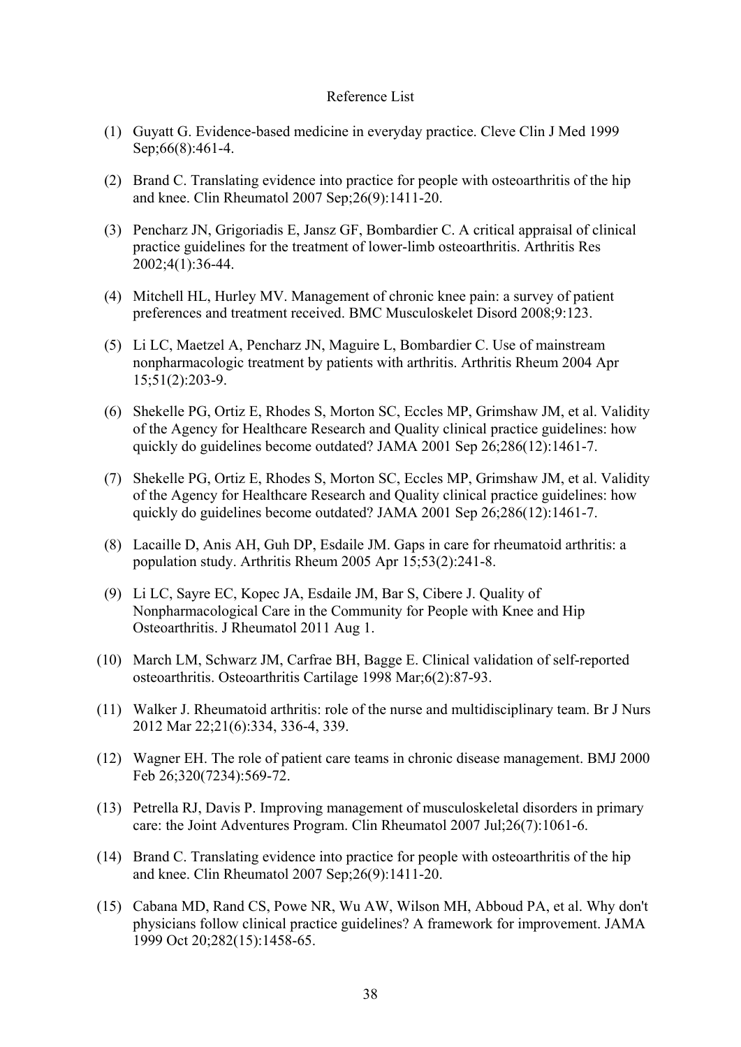# Reference List

(1) Guyatt G. Evidence-based medicine in everyday practice. Cleve Clin J Med 1999 Sep;66(8):461-4.

(2) Brand C. Translating evidence into practice for people with osteoarthritis of the hip and knee. Clin Rheumatol 2007 Sep;26(9):1411-20.

(3) Pencharz JN, Grigoriadis E, Jansz GF, Bombardier C. A critical appraisal of clinical practice guidelines for the treatment of lower-limb osteoarthritis. Arthritis Res 2002;4(1):36-44.

(4) Mitchell HL, Hurley MV. Management of chronic knee pain: a survey of patient preferences and treatment received. BMC Musculoskelet Disord 2008;9:123.

(5) Li LC, Maetzel A, Pencharz JN, Maguire L, Bombardier C. Use of mainstream nonpharmacologic treatment by patients with arthritis. Arthritis Rheum 2004 Apr 15;51(2):203-9.

(6) Shekelle PG, Ortiz E, Rhodes S, Morton SC, Eccles MP, Grimshaw JM, et al. Validity of the Agency for Healthcare Research and Quality clinical practice guidelines: how quickly do guidelines become outdated? JAMA 2001 Sep 26;286(12):1461-7.

(7) Shekelle PG, Ortiz E, Rhodes S, Morton SC, Eccles MP, Grimshaw JM, et al. Validity of the Agency for Healthcare Research and Quality clinical practice guidelines: how quickly do guidelines become outdated? JAMA 2001 Sep 26;286(12):1461-7.

(8) Lacaille D, Anis AH, Guh DP, Esdaile JM. Gaps in care for rheumatoid arthritis: a population study. Arthritis Rheum 2005 Apr 15;53(2):241-8.

(9) Li LC, Sayre EC, Kopec JA, Esdaile JM, Bar S, Cibere J. Quality of Nonpharmacological Care in the Community for People with Knee and Hip Osteoarthritis. J Rheumatol 2011 Aug 1.

(10) March LM, Schwarz JM, Carfrae BH, Bagge E. Clinical validation of self-reported osteoarthritis. Osteoarthritis Cartilage 1998 Mar;6(2):87-93.

(11) Walker J. Rheumatoid arthritis: role of the nurse and multidisciplinary team. Br J Nurs 2012 Mar 22;21(6):334, 336-4, 339.

(12) Wagner EH. The role of patient care teams in chronic disease management. BMJ 2000 Feb 26;320(7234):569-72.

(13) Petrella RJ, Davis P. Improving management of musculoskeletal disorders in primary care: the Joint Adventures Program. Clin Rheumatol 2007 Jul;26(7):1061-6.

(14) Brand C. Translating evidence into practice for people with osteoarthritis of the hip and knee. Clin Rheumatol 2007 Sep;26(9):1411-20.

(15) Cabana MD, Rand CS, Powe NR, Wu AW, Wilson MH, Abboud PA, et al. Why don't physicians follow clinical practice guidelines? A framework for improvement. JAMA 1999 Oct 20;282(15):1458-65.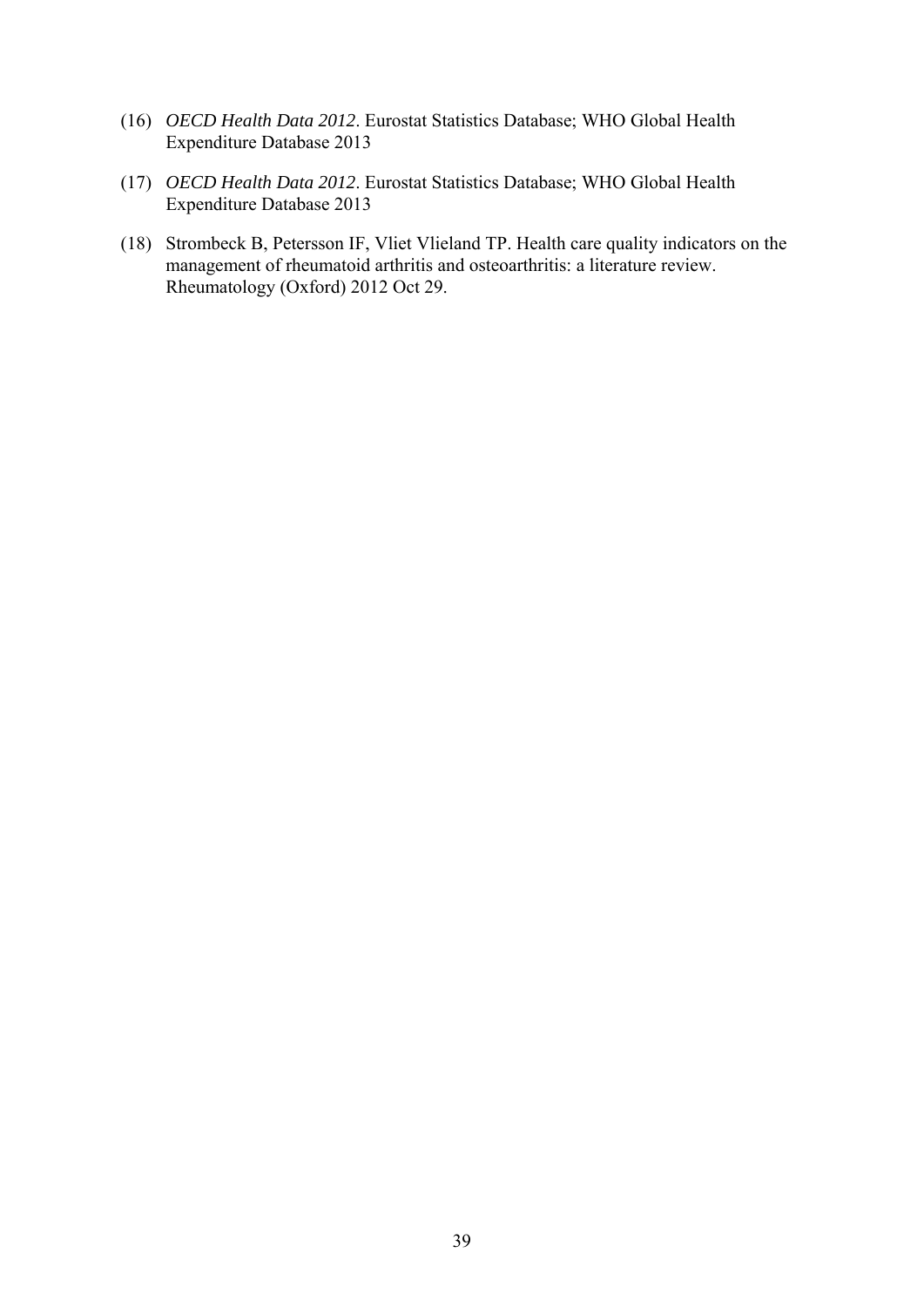(16) *OECD Health Data 2012*. Eurostat Statistics Database; WHO Global Health Expenditure Database 2013

(17) *OECD Health Data 2012*. Eurostat Statistics Database; WHO Global Health Expenditure Database 2013

(18) Strombeck B, Petersson IF, Vliet Vlieland TP. Health care quality indicators on the management of rheumatoid arthritis and osteoarthritis: a literature review. Rheumatology (Oxford) 2012 Oct 29.